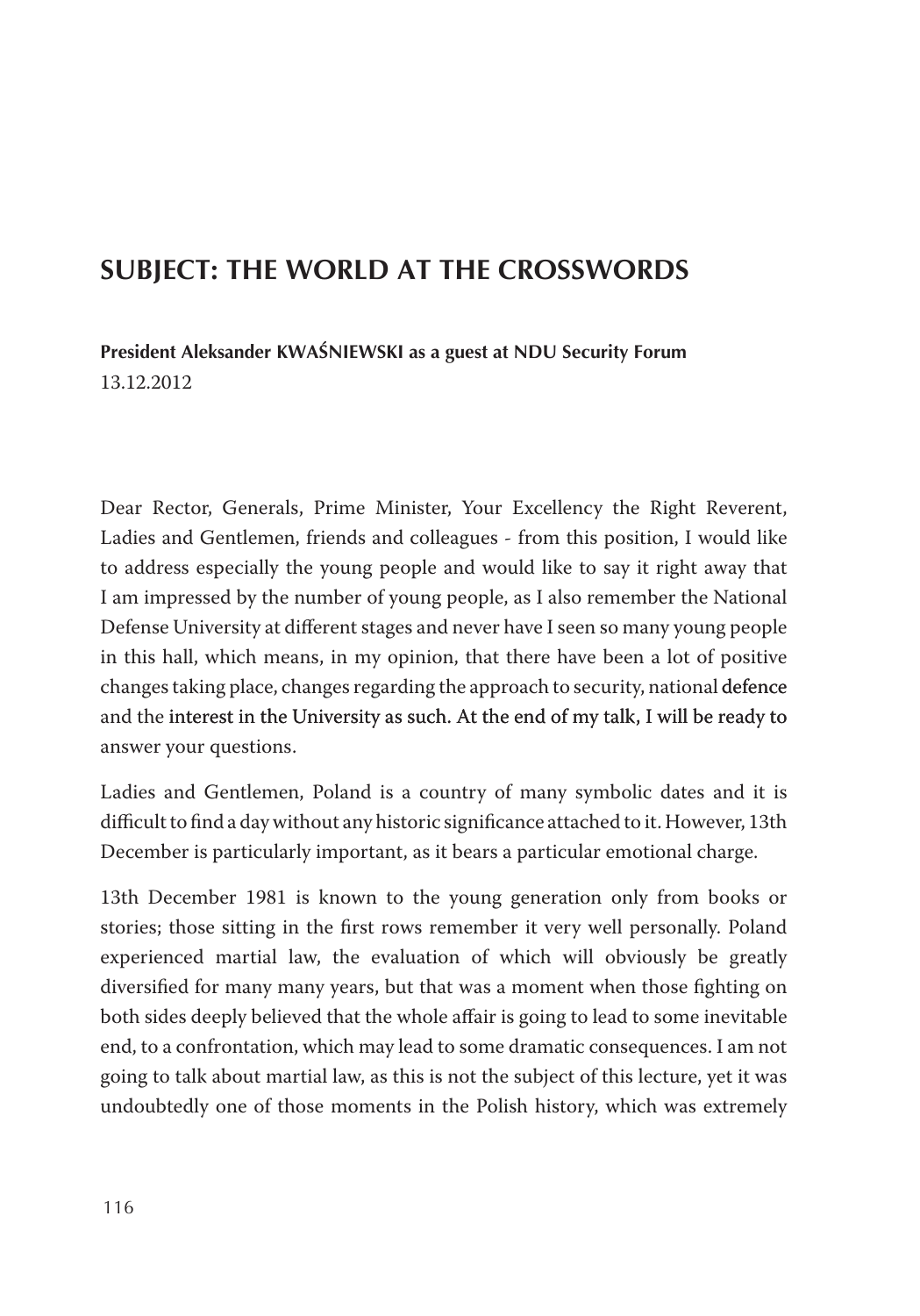# SUBJECT: THE WORLD AT THE CROSSWORDS

**President Aleksander KWAŚNIEWSKI as a guest at NDU Security Forum**
13.12.2012

Dear Rector, Generals, Prime Minister, Your Excellency the Right Reverent, Ladies and Gentlemen, friends and colleagues - from this position, I would like to address especially the young people and would like to say it right away that I am impressed by the number of young people, as I also remember the National Defense University at different stages and never have I seen so many young people in this hall, which means, in my opinion, that there have been a lot of positive changes taking place, changes regarding the approach to security, national defence and the interest in the University as such. At the end of my talk, I will be ready to answer your questions.

Ladies and Gentlemen, Poland is a country of many symbolic dates and it is difficult to find a day without any historic significance attached to it. However, 13th December is particularly important, as it bears a particular emotional charge.

13th December 1981 is known to the young generation only from books or stories; those sitting in the first rows remember it very well personally. Poland experienced martial law, the evaluation of which will obviously be greatly diversified for many many years, but that was a moment when those fighting on both sides deeply believed that the whole affair is going to lead to some inevitable end, to a confrontation, which may lead to some dramatic consequences. I am not going to talk about martial law, as this is not the subject of this lecture, yet it was undoubtedly one of those moments in the Polish history, which was extremely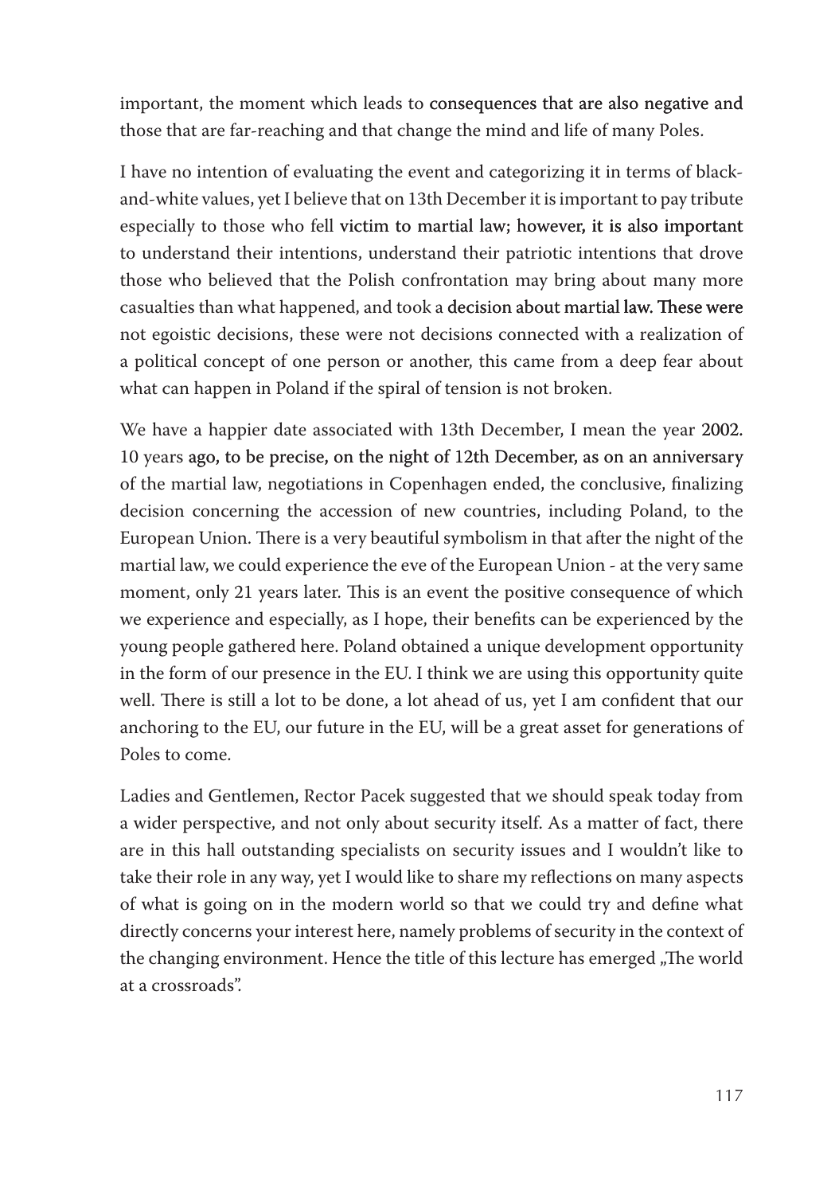important, the moment which leads to consequences that are also negative and those that are far-reaching and that change the mind and life of many Poles.

I have no intention of evaluating the event and categorizing it in terms of black-and-white values, yet I believe that on 13th December it is important to pay tribute especially to those who fell victim to martial law; however, it is also important to understand their intentions, understand their patriotic intentions that drove those who believed that the Polish confrontation may bring about many more casualties than what happened, and took a decision about martial law. These were not egoistic decisions, these were not decisions connected with a realization of a political concept of one person or another, this came from a deep fear about what can happen in Poland if the spiral of tension is not broken.

We have a happier date associated with 13th December, I mean the year 2002. 10 years ago, to be precise, on the night of 12th December, as on an anniversary of the martial law, negotiations in Copenhagen ended, the conclusive, finalizing decision concerning the accession of new countries, including Poland, to the European Union. There is a very beautiful symbolism in that after the night of the martial law, we could experience the eve of the European Union - at the very same moment, only 21 years later. This is an event the positive consequence of which we experience and especially, as I hope, their benefits can be experienced by the young people gathered here. Poland obtained a unique development opportunity in the form of our presence in the EU. I think we are using this opportunity quite well. There is still a lot to be done, a lot ahead of us, yet I am confident that our anchoring to the EU, our future in the EU, will be a great asset for generations of Poles to come.

Ladies and Gentlemen, Rector Pacek suggested that we should speak today from a wider perspective, and not only about security itself. As a matter of fact, there are in this hall outstanding specialists on security issues and I wouldn't like to take their role in any way, yet I would like to share my reflections on many aspects of what is going on in the modern world so that we could try and define what directly concerns your interest here, namely problems of security in the context of the changing environment. Hence the title of this lecture has emerged „The world at a crossroads".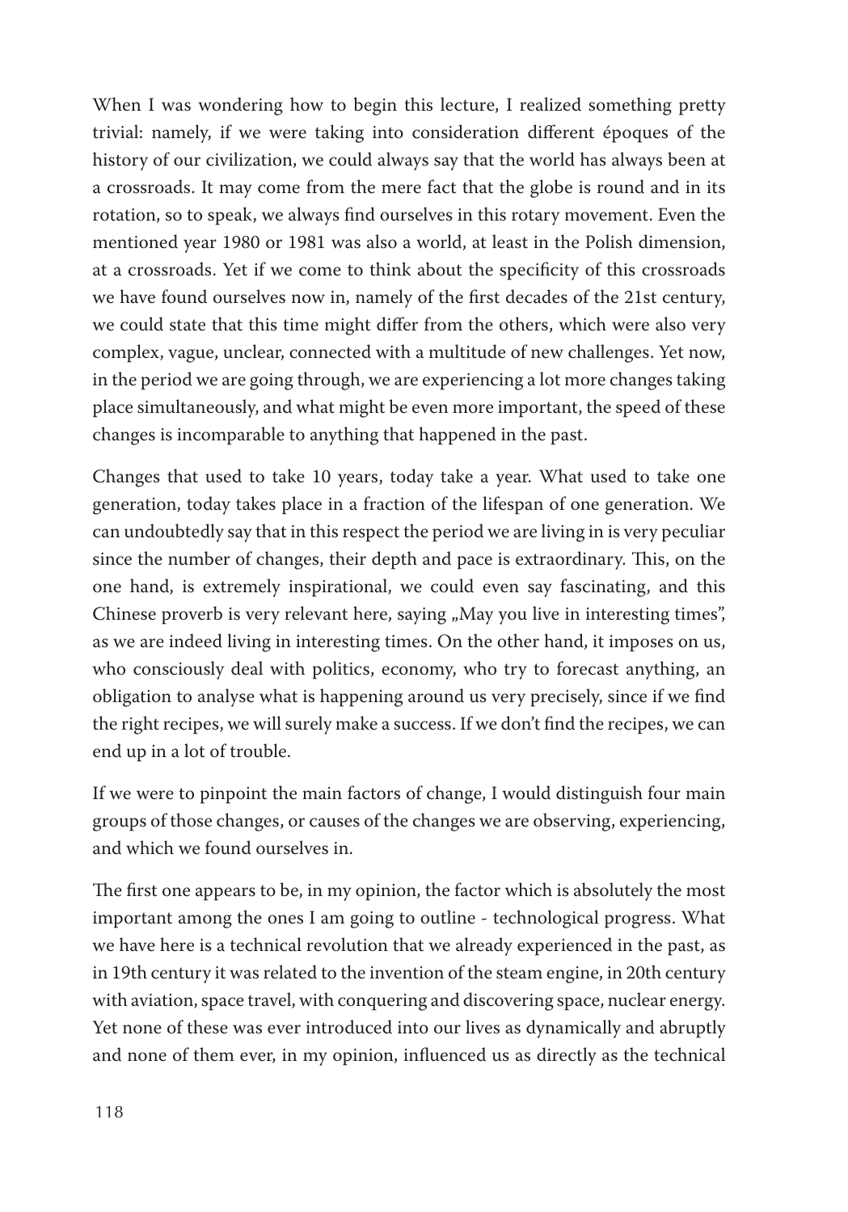When I was wondering how to begin this lecture, I realized something pretty trivial: namely, if we were taking into consideration different époques of the history of our civilization, we could always say that the world has always been at a crossroads. It may come from the mere fact that the globe is round and in its rotation, so to speak, we always find ourselves in this rotary movement. Even the mentioned year 1980 or 1981 was also a world, at least in the Polish dimension, at a crossroads. Yet if we come to think about the specificity of this crossroads we have found ourselves now in, namely of the first decades of the 21st century, we could state that this time might differ from the others, which were also very complex, vague, unclear, connected with a multitude of new challenges. Yet now, in the period we are going through, we are experiencing a lot more changes taking place simultaneously, and what might be even more important, the speed of these changes is incomparable to anything that happened in the past.

Changes that used to take 10 years, today take a year. What used to take one generation, today takes place in a fraction of the lifespan of one generation. We can undoubtedly say that in this respect the period we are living in is very peculiar since the number of changes, their depth and pace is extraordinary. This, on the one hand, is extremely inspirational, we could even say fascinating, and this Chinese proverb is very relevant here, saying „May you live in interesting times", as we are indeed living in interesting times. On the other hand, it imposes on us, who consciously deal with politics, economy, who try to forecast anything, an obligation to analyse what is happening around us very precisely, since if we find the right recipes, we will surely make a success. If we don't find the recipes, we can end up in a lot of trouble.

If we were to pinpoint the main factors of change, I would distinguish four main groups of those changes, or causes of the changes we are observing, experiencing, and which we found ourselves in.

The first one appears to be, in my opinion, the factor which is absolutely the most important among the ones I am going to outline - technological progress. What we have here is a technical revolution that we already experienced in the past, as in 19th century it was related to the invention of the steam engine, in 20th century with aviation, space travel, with conquering and discovering space, nuclear energy. Yet none of these was ever introduced into our lives as dynamically and abruptly and none of them ever, in my opinion, influenced us as directly as the technical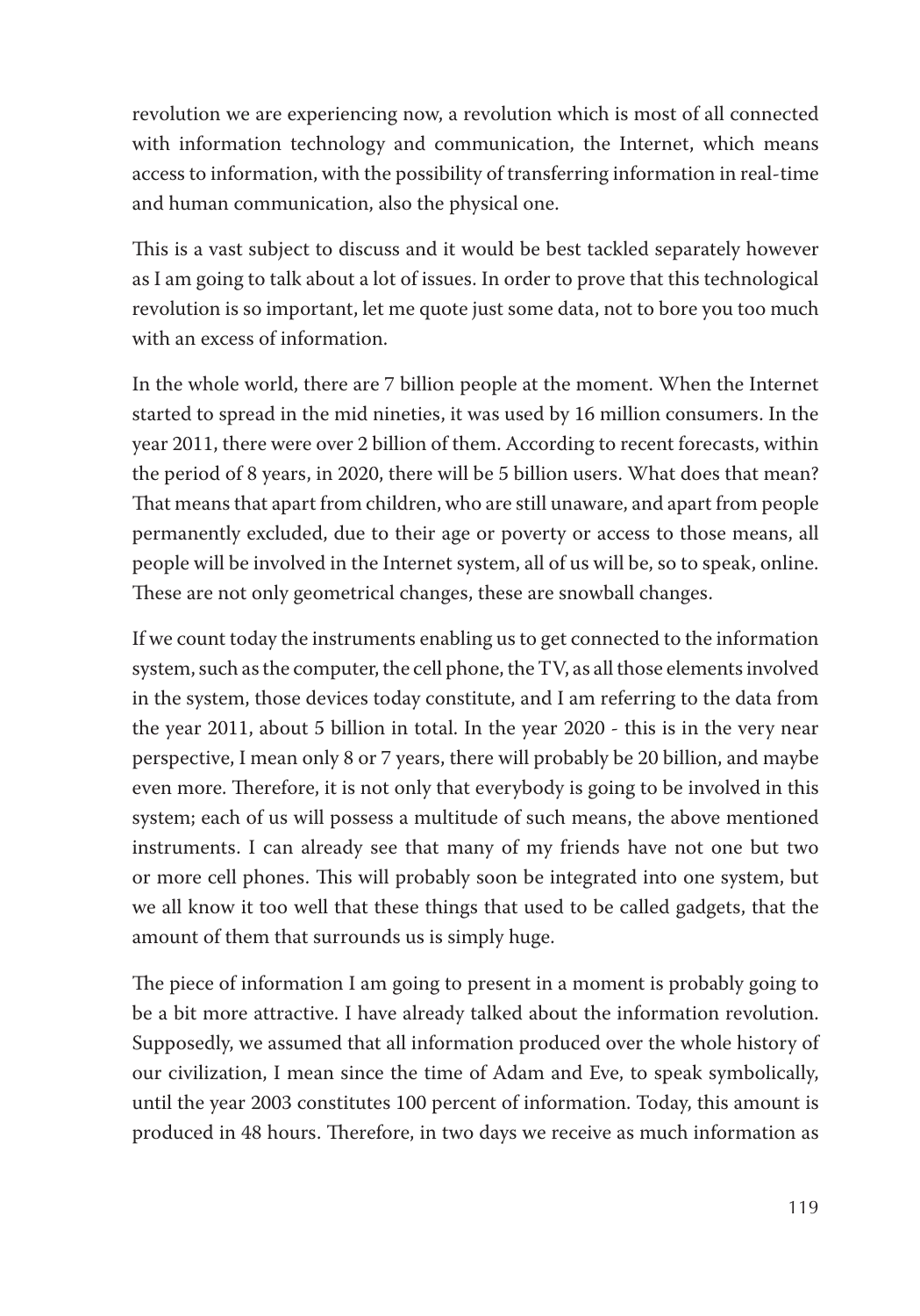revolution we are experiencing now, a revolution which is most of all connected with information technology and communication, the Internet, which means access to information, with the possibility of transferring information in real-time and human communication, also the physical one.

This is a vast subject to discuss and it would be best tackled separately however as I am going to talk about a lot of issues. In order to prove that this technological revolution is so important, let me quote just some data, not to bore you too much with an excess of information.

In the whole world, there are 7 billion people at the moment. When the Internet started to spread in the mid nineties, it was used by 16 million consumers. In the year 2011, there were over 2 billion of them. According to recent forecasts, within the period of 8 years, in 2020, there will be 5 billion users. What does that mean? That means that apart from children, who are still unaware, and apart from people permanently excluded, due to their age or poverty or access to those means, all people will be involved in the Internet system, all of us will be, so to speak, online. These are not only geometrical changes, these are snowball changes.

If we count today the instruments enabling us to get connected to the information system, such as the computer, the cell phone, the TV, as all those elements involved in the system, those devices today constitute, and I am referring to the data from the year 2011, about 5 billion in total. In the year 2020 - this is in the very near perspective, I mean only 8 or 7 years, there will probably be 20 billion, and maybe even more. Therefore, it is not only that everybody is going to be involved in this system; each of us will possess a multitude of such means, the above mentioned instruments. I can already see that many of my friends have not one but two or more cell phones. This will probably soon be integrated into one system, but we all know it too well that these things that used to be called gadgets, that the amount of them that surrounds us is simply huge.

The piece of information I am going to present in a moment is probably going to be a bit more attractive. I have already talked about the information revolution. Supposedly, we assumed that all information produced over the whole history of our civilization, I mean since the time of Adam and Eve, to speak symbolically, until the year 2003 constitutes 100 percent of information. Today, this amount is produced in 48 hours. Therefore, in two days we receive as much information as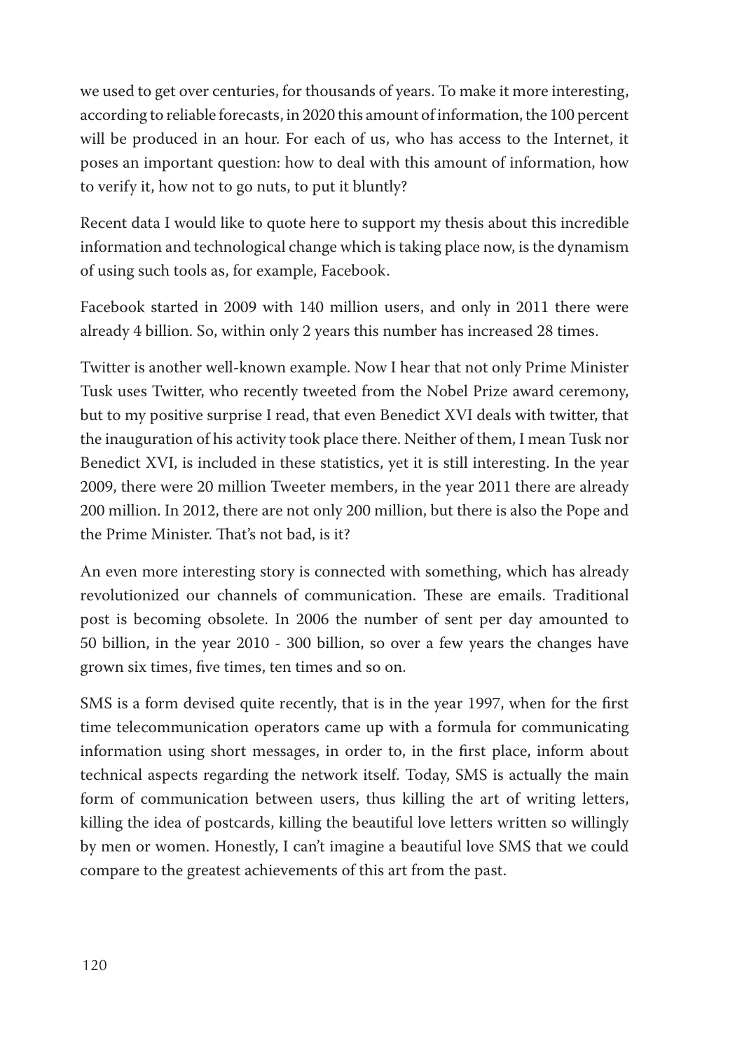we used to get over centuries, for thousands of years. To make it more interesting, according to reliable forecasts, in 2020 this amount of information, the 100 percent will be produced in an hour. For each of us, who has access to the Internet, it poses an important question: how to deal with this amount of information, how to verify it, how not to go nuts, to put it bluntly?

Recent data I would like to quote here to support my thesis about this incredible information and technological change which is taking place now, is the dynamism of using such tools as, for example, Facebook.

Facebook started in 2009 with 140 million users, and only in 2011 there were already 4 billion. So, within only 2 years this number has increased 28 times.

Twitter is another well-known example. Now I hear that not only Prime Minister Tusk uses Twitter, who recently tweeted from the Nobel Prize award ceremony, but to my positive surprise I read, that even Benedict XVI deals with twitter, that the inauguration of his activity took place there. Neither of them, I mean Tusk nor Benedict XVI, is included in these statistics, yet it is still interesting. In the year 2009, there were 20 million Tweeter members, in the year 2011 there are already 200 million. In 2012, there are not only 200 million, but there is also the Pope and the Prime Minister. That's not bad, is it?

An even more interesting story is connected with something, which has already revolutionized our channels of communication. These are emails. Traditional post is becoming obsolete. In 2006 the number of sent per day amounted to 50 billion, in the year 2010 - 300 billion, so over a few years the changes have grown six times, five times, ten times and so on.

SMS is a form devised quite recently, that is in the year 1997, when for the first time telecommunication operators came up with a formula for communicating information using short messages, in order to, in the first place, inform about technical aspects regarding the network itself. Today, SMS is actually the main form of communication between users, thus killing the art of writing letters, killing the idea of postcards, killing the beautiful love letters written so willingly by men or women. Honestly, I can't imagine a beautiful love SMS that we could compare to the greatest achievements of this art from the past.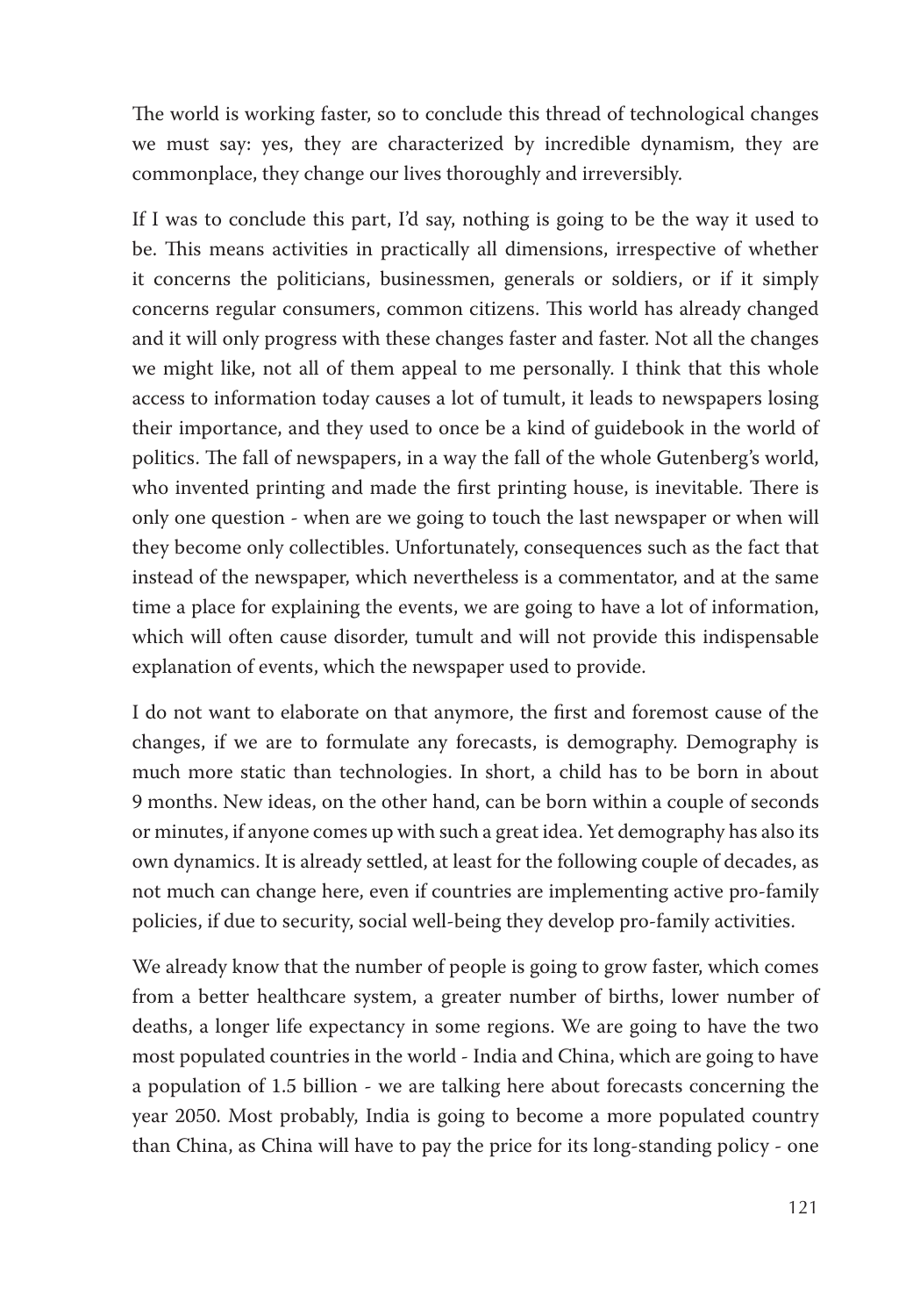The world is working faster, so to conclude this thread of technological changes we must say: yes, they are characterized by incredible dynamism, they are commonplace, they change our lives thoroughly and irreversibly.

If I was to conclude this part, I'd say, nothing is going to be the way it used to be. This means activities in practically all dimensions, irrespective of whether it concerns the politicians, businessmen, generals or soldiers, or if it simply concerns regular consumers, common citizens. This world has already changed and it will only progress with these changes faster and faster. Not all the changes we might like, not all of them appeal to me personally. I think that this whole access to information today causes a lot of tumult, it leads to newspapers losing their importance, and they used to once be a kind of guidebook in the world of politics. The fall of newspapers, in a way the fall of the whole Gutenberg's world, who invented printing and made the first printing house, is inevitable. There is only one question - when are we going to touch the last newspaper or when will they become only collectibles. Unfortunately, consequences such as the fact that instead of the newspaper, which nevertheless is a commentator, and at the same time a place for explaining the events, we are going to have a lot of information, which will often cause disorder, tumult and will not provide this indispensable explanation of events, which the newspaper used to provide.

I do not want to elaborate on that anymore, the first and foremost cause of the changes, if we are to formulate any forecasts, is demography. Demography is much more static than technologies. In short, a child has to be born in about 9 months. New ideas, on the other hand, can be born within a couple of seconds or minutes, if anyone comes up with such a great idea. Yet demography has also its own dynamics. It is already settled, at least for the following couple of decades, as not much can change here, even if countries are implementing active pro-family policies, if due to security, social well-being they develop pro-family activities.

We already know that the number of people is going to grow faster, which comes from a better healthcare system, a greater number of births, lower number of deaths, a longer life expectancy in some regions. We are going to have the two most populated countries in the world - India and China, which are going to have a population of 1.5 billion - we are talking here about forecasts concerning the year 2050. Most probably, India is going to become a more populated country than China, as China will have to pay the price for its long-standing policy - one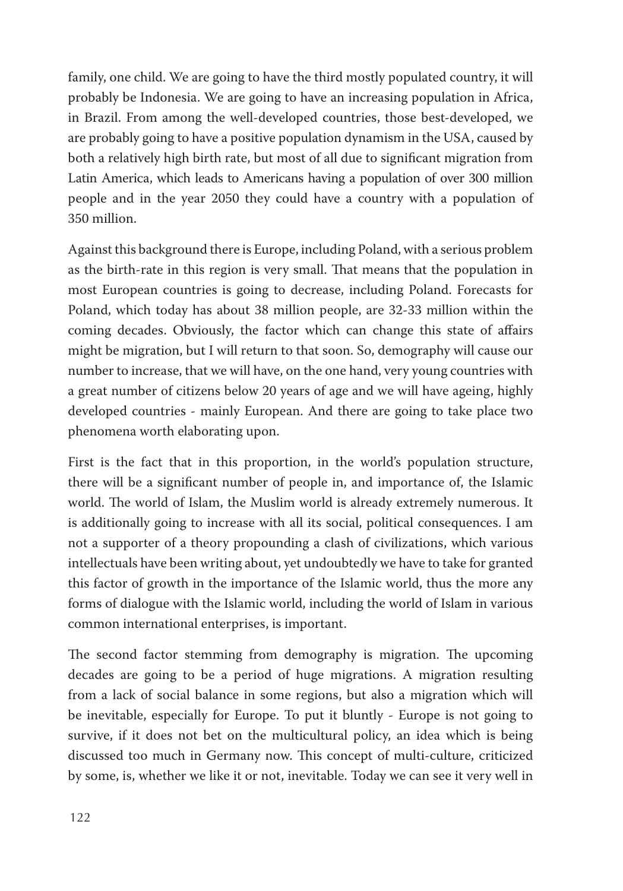family, one child. We are going to have the third mostly populated country, it will probably be Indonesia. We are going to have an increasing population in Africa, in Brazil. From among the well-developed countries, those best-developed, we are probably going to have a positive population dynamism in the USA, caused by both a relatively high birth rate, but most of all due to significant migration from Latin America, which leads to Americans having a population of over 300 million people and in the year 2050 they could have a country with a population of 350 million.

Against this background there is Europe, including Poland, with a serious problem as the birth-rate in this region is very small. That means that the population in most European countries is going to decrease, including Poland. Forecasts for Poland, which today has about 38 million people, are 32-33 million within the coming decades. Obviously, the factor which can change this state of affairs might be migration, but I will return to that soon. So, demography will cause our number to increase, that we will have, on the one hand, very young countries with a great number of citizens below 20 years of age and we will have ageing, highly developed countries - mainly European. And there are going to take place two phenomena worth elaborating upon.

First is the fact that in this proportion, in the world's population structure, there will be a significant number of people in, and importance of, the Islamic world. The world of Islam, the Muslim world is already extremely numerous. It is additionally going to increase with all its social, political consequences. I am not a supporter of a theory propounding a clash of civilizations, which various intellectuals have been writing about, yet undoubtedly we have to take for granted this factor of growth in the importance of the Islamic world, thus the more any forms of dialogue with the Islamic world, including the world of Islam in various common international enterprises, is important.

The second factor stemming from demography is migration. The upcoming decades are going to be a period of huge migrations. A migration resulting from a lack of social balance in some regions, but also a migration which will be inevitable, especially for Europe. To put it bluntly - Europe is not going to survive, if it does not bet on the multicultural policy, an idea which is being discussed too much in Germany now. This concept of multi-culture, criticized by some, is, whether we like it or not, inevitable. Today we can see it very well in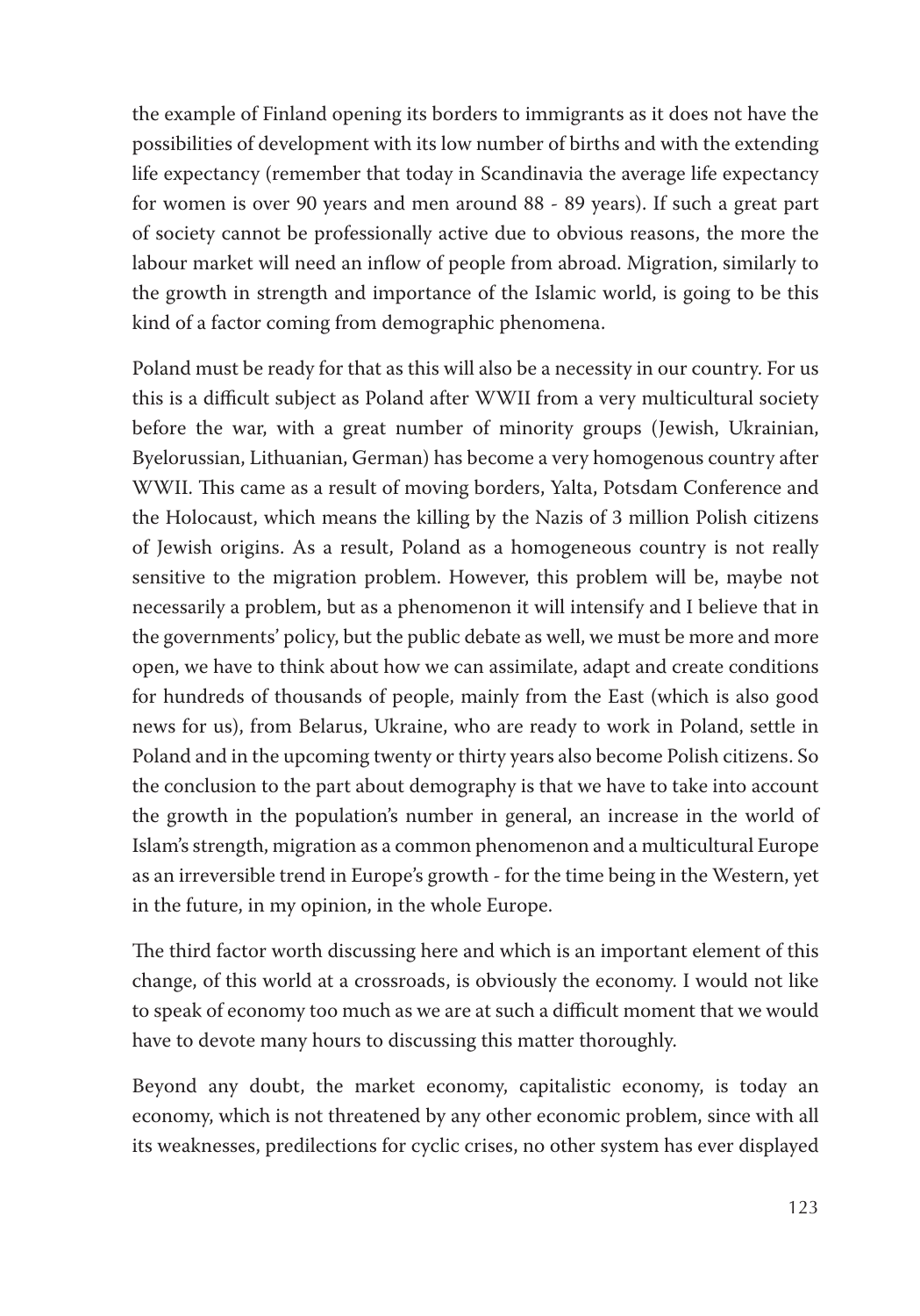the example of Finland opening its borders to immigrants as it does not have the possibilities of development with its low number of births and with the extending life expectancy (remember that today in Scandinavia the average life expectancy for women is over 90 years and men around 88 - 89 years). If such a great part of society cannot be professionally active due to obvious reasons, the more the labour market will need an inflow of people from abroad. Migration, similarly to the growth in strength and importance of the Islamic world, is going to be this kind of a factor coming from demographic phenomena.

Poland must be ready for that as this will also be a necessity in our country. For us this is a difficult subject as Poland after WWII from a very multicultural society before the war, with a great number of minority groups (Jewish, Ukrainian, Byelorussian, Lithuanian, German) has become a very homogenous country after WWII. This came as a result of moving borders, Yalta, Potsdam Conference and the Holocaust, which means the killing by the Nazis of 3 million Polish citizens of Jewish origins. As a result, Poland as a homogeneous country is not really sensitive to the migration problem. However, this problem will be, maybe not necessarily a problem, but as a phenomenon it will intensify and I believe that in the governments' policy, but the public debate as well, we must be more and more open, we have to think about how we can assimilate, adapt and create conditions for hundreds of thousands of people, mainly from the East (which is also good news for us), from Belarus, Ukraine, who are ready to work in Poland, settle in Poland and in the upcoming twenty or thirty years also become Polish citizens. So the conclusion to the part about demography is that we have to take into account the growth in the population's number in general, an increase in the world of Islam's strength, migration as a common phenomenon and a multicultural Europe as an irreversible trend in Europe's growth - for the time being in the Western, yet in the future, in my opinion, in the whole Europe.

The third factor worth discussing here and which is an important element of this change, of this world at a crossroads, is obviously the economy. I would not like to speak of economy too much as we are at such a difficult moment that we would have to devote many hours to discussing this matter thoroughly.

Beyond any doubt, the market economy, capitalistic economy, is today an economy, which is not threatened by any other economic problem, since with all its weaknesses, predilections for cyclic crises, no other system has ever displayed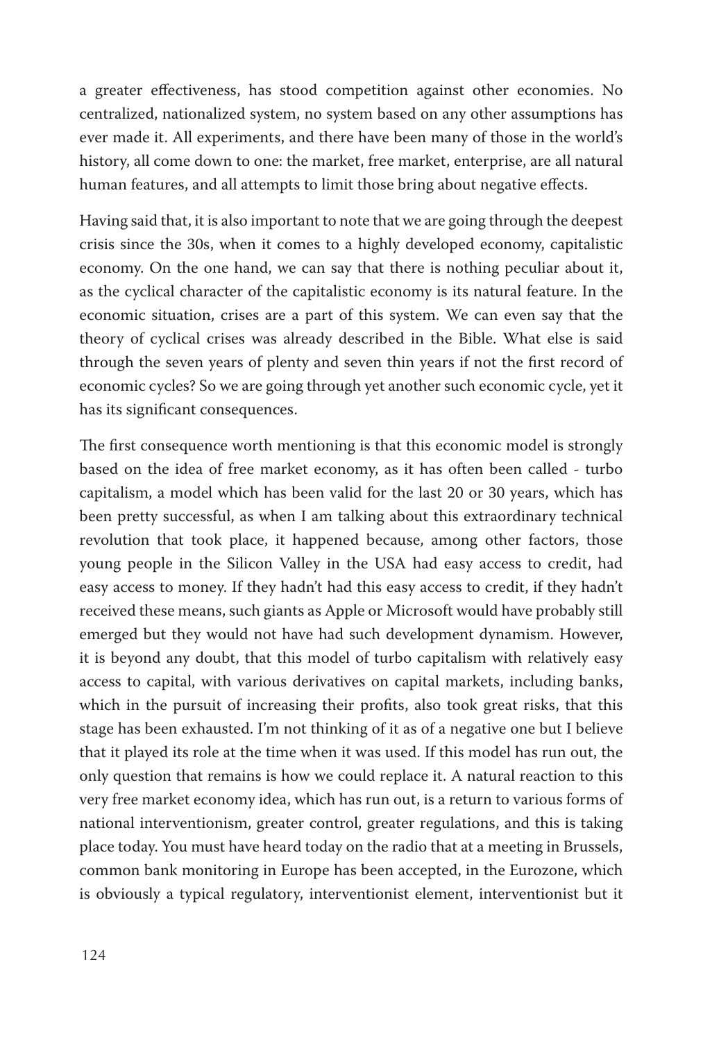a greater effectiveness, has stood competition against other economies. No centralized, nationalized system, no system based on any other assumptions has ever made it. All experiments, and there have been many of those in the world's history, all come down to one: the market, free market, enterprise, are all natural human features, and all attempts to limit those bring about negative effects.

Having said that, it is also important to note that we are going through the deepest crisis since the 30s, when it comes to a highly developed economy, capitalistic economy. On the one hand, we can say that there is nothing peculiar about it, as the cyclical character of the capitalistic economy is its natural feature. In the economic situation, crises are a part of this system. We can even say that the theory of cyclical crises was already described in the Bible. What else is said through the seven years of plenty and seven thin years if not the first record of economic cycles? So we are going through yet another such economic cycle, yet it has its significant consequences.

The first consequence worth mentioning is that this economic model is strongly based on the idea of free market economy, as it has often been called - turbo capitalism, a model which has been valid for the last 20 or 30 years, which has been pretty successful, as when I am talking about this extraordinary technical revolution that took place, it happened because, among other factors, those young people in the Silicon Valley in the USA had easy access to credit, had easy access to money. If they hadn't had this easy access to credit, if they hadn't received these means, such giants as Apple or Microsoft would have probably still emerged but they would not have had such development dynamism. However, it is beyond any doubt, that this model of turbo capitalism with relatively easy access to capital, with various derivatives on capital markets, including banks, which in the pursuit of increasing their profits, also took great risks, that this stage has been exhausted. I'm not thinking of it as of a negative one but I believe that it played its role at the time when it was used. If this model has run out, the only question that remains is how we could replace it. A natural reaction to this very free market economy idea, which has run out, is a return to various forms of national interventionism, greater control, greater regulations, and this is taking place today. You must have heard today on the radio that at a meeting in Brussels, common bank monitoring in Europe has been accepted, in the Eurozone, which is obviously a typical regulatory, interventionist element, interventionist but it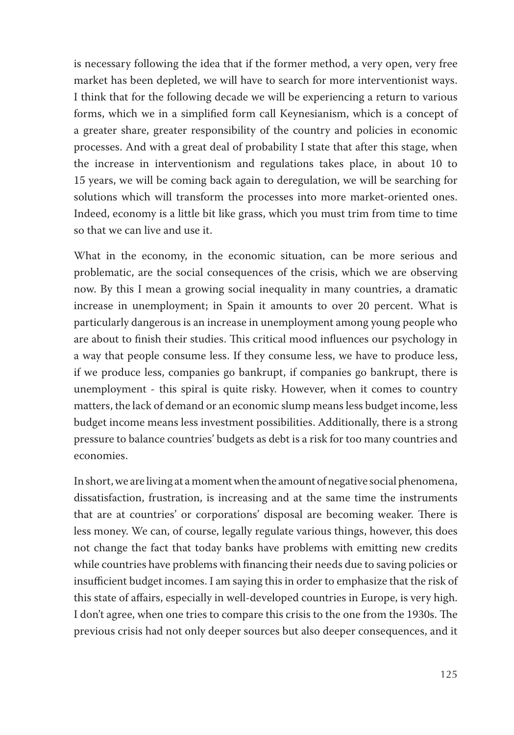is necessary following the idea that if the former method, a very open, very free market has been depleted, we will have to search for more interventionist ways. I think that for the following decade we will be experiencing a return to various forms, which we in a simplified form call Keynesianism, which is a concept of a greater share, greater responsibility of the country and policies in economic processes. And with a great deal of probability I state that after this stage, when the increase in interventionism and regulations takes place, in about 10 to 15 years, we will be coming back again to deregulation, we will be searching for solutions which will transform the processes into more market-oriented ones. Indeed, economy is a little bit like grass, which you must trim from time to time so that we can live and use it.

What in the economy, in the economic situation, can be more serious and problematic, are the social consequences of the crisis, which we are observing now. By this I mean a growing social inequality in many countries, a dramatic increase in unemployment; in Spain it amounts to over 20 percent. What is particularly dangerous is an increase in unemployment among young people who are about to finish their studies. This critical mood influences our psychology in a way that people consume less. If they consume less, we have to produce less, if we produce less, companies go bankrupt, if companies go bankrupt, there is unemployment - this spiral is quite risky. However, when it comes to country matters, the lack of demand or an economic slump means less budget income, less budget income means less investment possibilities. Additionally, there is a strong pressure to balance countries' budgets as debt is a risk for too many countries and economies.

In short, we are living at a moment when the amount of negative social phenomena, dissatisfaction, frustration, is increasing and at the same time the instruments that are at countries' or corporations' disposal are becoming weaker. There is less money. We can, of course, legally regulate various things, however, this does not change the fact that today banks have problems with emitting new credits while countries have problems with financing their needs due to saving policies or insufficient budget incomes. I am saying this in order to emphasize that the risk of this state of affairs, especially in well-developed countries in Europe, is very high. I don't agree, when one tries to compare this crisis to the one from the 1930s. The previous crisis had not only deeper sources but also deeper consequences, and it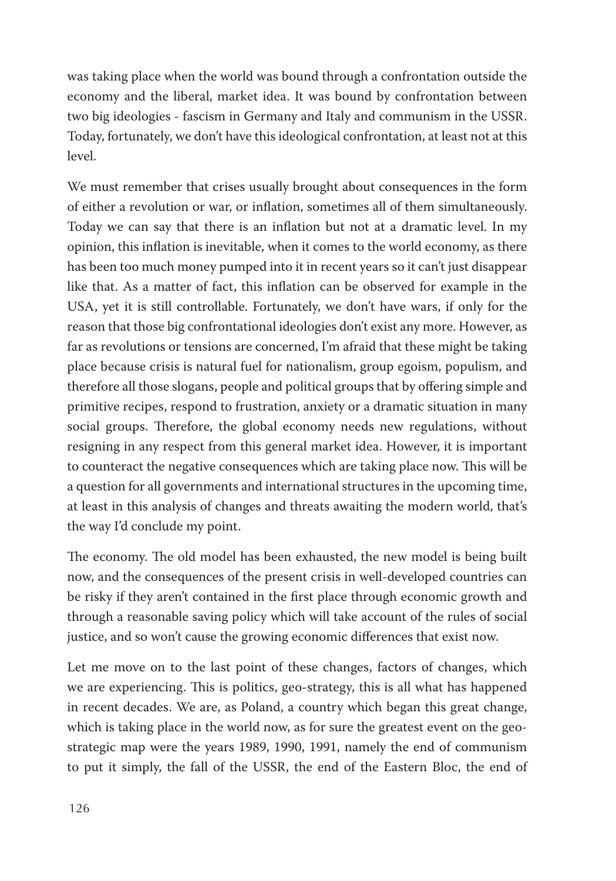was taking place when the world was bound through a confrontation outside the economy and the liberal, market idea. It was bound by confrontation between two big ideologies - fascism in Germany and Italy and communism in the USSR. Today, fortunately, we don't have this ideological confrontation, at least not at this level.

We must remember that crises usually brought about consequences in the form of either a revolution or war, or inflation, sometimes all of them simultaneously. Today we can say that there is an inflation but not at a dramatic level. In my opinion, this inflation is inevitable, when it comes to the world economy, as there has been too much money pumped into it in recent years so it can't just disappear like that. As a matter of fact, this inflation can be observed for example in the USA, yet it is still controllable. Fortunately, we don't have wars, if only for the reason that those big confrontational ideologies don't exist any more. However, as far as revolutions or tensions are concerned, I'm afraid that these might be taking place because crisis is natural fuel for nationalism, group egoism, populism, and therefore all those slogans, people and political groups that by offering simple and primitive recipes, respond to frustration, anxiety or a dramatic situation in many social groups. Therefore, the global economy needs new regulations, without resigning in any respect from this general market idea. However, it is important to counteract the negative consequences which are taking place now. This will be a question for all governments and international structures in the upcoming time, at least in this analysis of changes and threats awaiting the modern world, that's the way I'd conclude my point.

The economy. The old model has been exhausted, the new model is being built now, and the consequences of the present crisis in well-developed countries can be risky if they aren't contained in the first place through economic growth and through a reasonable saving policy which will take account of the rules of social justice, and so won't cause the growing economic differences that exist now.

Let me move on to the last point of these changes, factors of changes, which we are experiencing. This is politics, geo-strategy, this is all what has happened in recent decades. We are, as Poland, a country which began this great change, which is taking place in the world now, as for sure the greatest event on the geo-strategic map were the years 1989, 1990, 1991, namely the end of communism to put it simply, the fall of the USSR, the end of the Eastern Bloc, the end of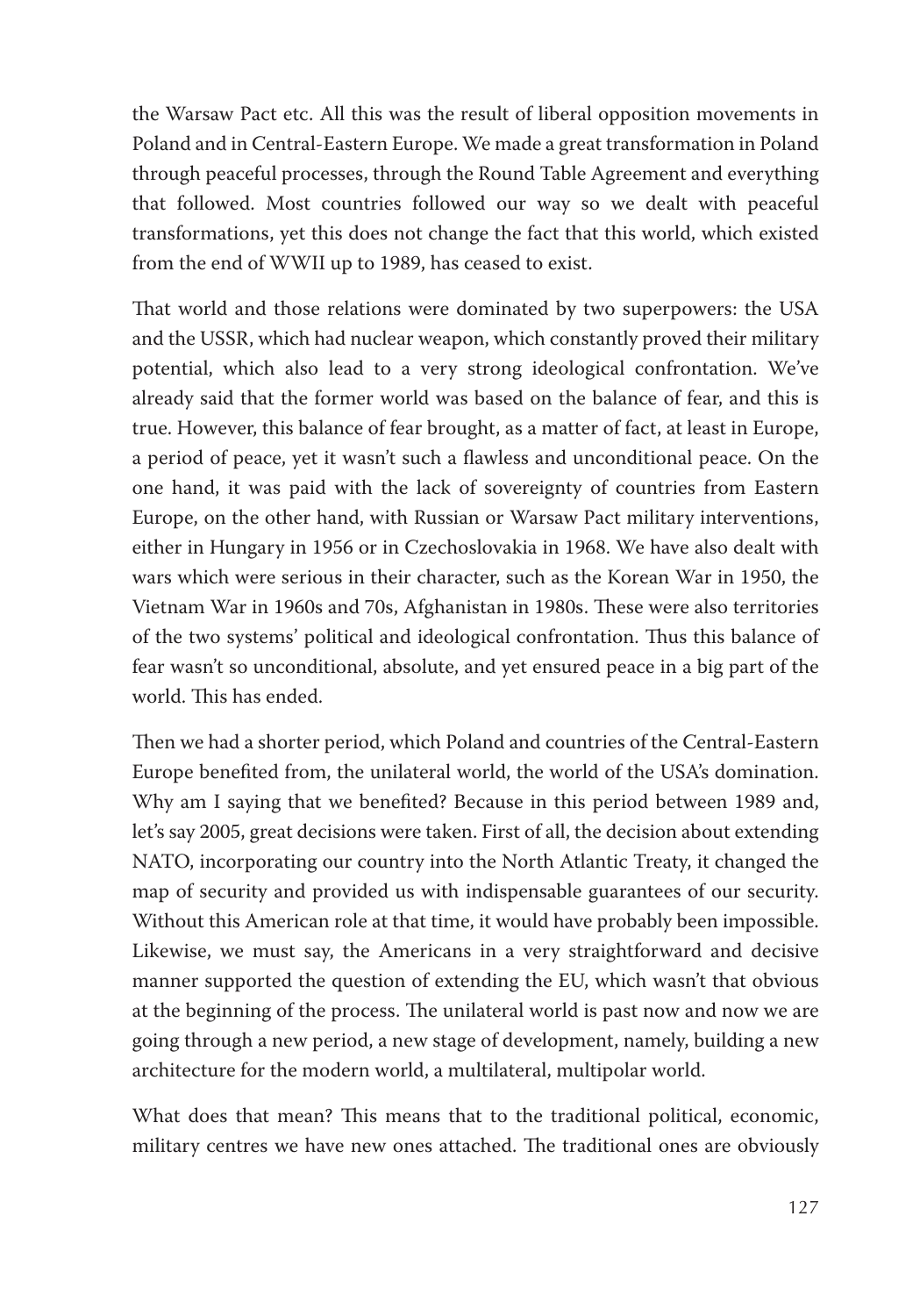the Warsaw Pact etc. All this was the result of liberal opposition movements in Poland and in Central-Eastern Europe. We made a great transformation in Poland through peaceful processes, through the Round Table Agreement and everything that followed. Most countries followed our way so we dealt with peaceful transformations, yet this does not change the fact that this world, which existed from the end of WWII up to 1989, has ceased to exist.

That world and those relations were dominated by two superpowers: the USA and the USSR, which had nuclear weapon, which constantly proved their military potential, which also lead to a very strong ideological confrontation. We've already said that the former world was based on the balance of fear, and this is true. However, this balance of fear brought, as a matter of fact, at least in Europe, a period of peace, yet it wasn't such a flawless and unconditional peace. On the one hand, it was paid with the lack of sovereignty of countries from Eastern Europe, on the other hand, with Russian or Warsaw Pact military interventions, either in Hungary in 1956 or in Czechoslovakia in 1968. We have also dealt with wars which were serious in their character, such as the Korean War in 1950, the Vietnam War in 1960s and 70s, Afghanistan in 1980s. These were also territories of the two systems' political and ideological confrontation. Thus this balance of fear wasn't so unconditional, absolute, and yet ensured peace in a big part of the world. This has ended.

Then we had a shorter period, which Poland and countries of the Central-Eastern Europe benefited from, the unilateral world, the world of the USA's domination. Why am I saying that we benefited? Because in this period between 1989 and, let's say 2005, great decisions were taken. First of all, the decision about extending NATO, incorporating our country into the North Atlantic Treaty, it changed the map of security and provided us with indispensable guarantees of our security. Without this American role at that time, it would have probably been impossible. Likewise, we must say, the Americans in a very straightforward and decisive manner supported the question of extending the EU, which wasn't that obvious at the beginning of the process. The unilateral world is past now and now we are going through a new period, a new stage of development, namely, building a new architecture for the modern world, a multilateral, multipolar world.

What does that mean? This means that to the traditional political, economic, military centres we have new ones attached. The traditional ones are obviously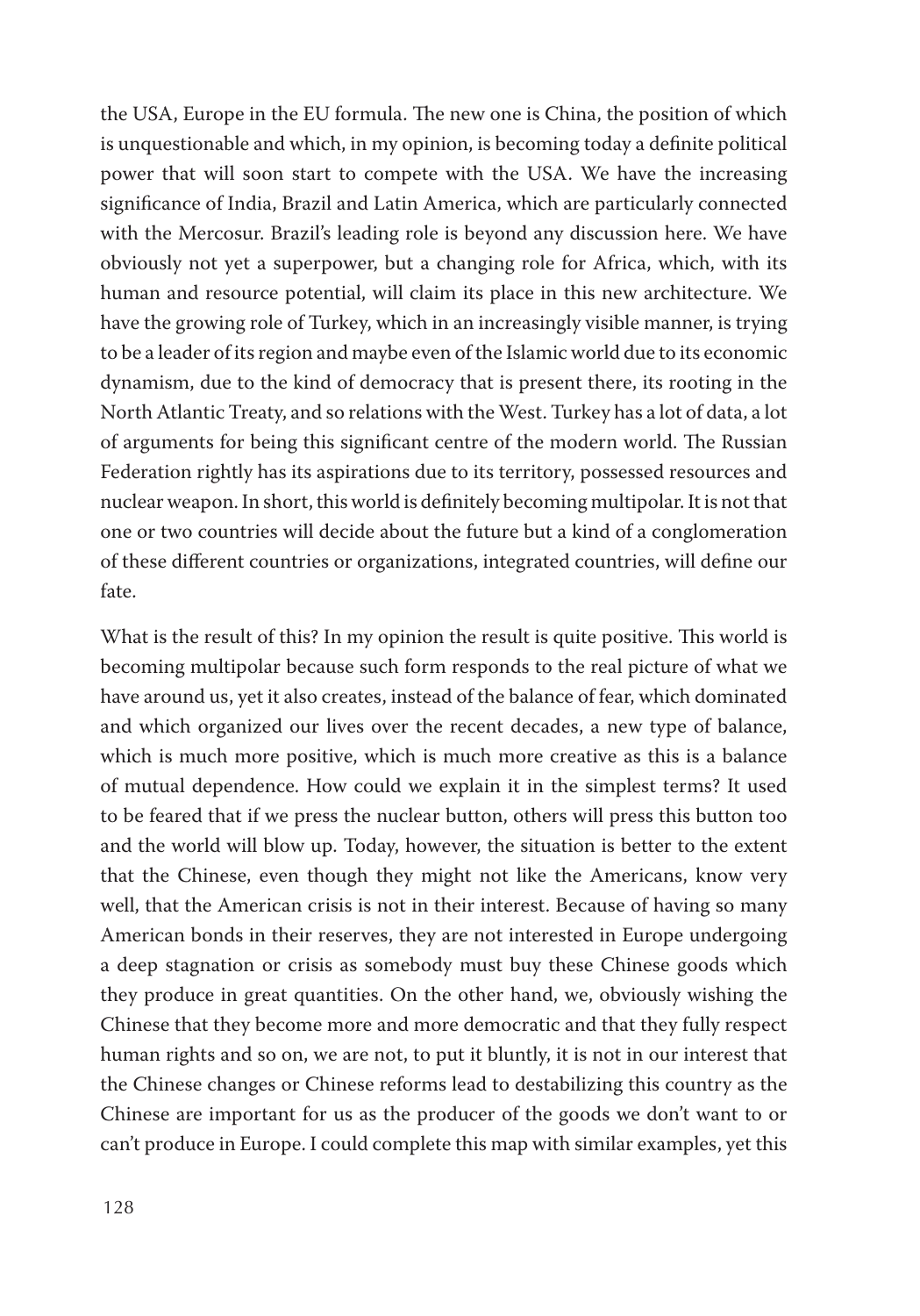the USA, Europe in the EU formula. The new one is China, the position of which is unquestionable and which, in my opinion, is becoming today a definite political power that will soon start to compete with the USA. We have the increasing significance of India, Brazil and Latin America, which are particularly connected with the Mercosur. Brazil's leading role is beyond any discussion here. We have obviously not yet a superpower, but a changing role for Africa, which, with its human and resource potential, will claim its place in this new architecture. We have the growing role of Turkey, which in an increasingly visible manner, is trying to be a leader of its region and maybe even of the Islamic world due to its economic dynamism, due to the kind of democracy that is present there, its rooting in the North Atlantic Treaty, and so relations with the West. Turkey has a lot of data, a lot of arguments for being this significant centre of the modern world. The Russian Federation rightly has its aspirations due to its territory, possessed resources and nuclear weapon. In short, this world is definitely becoming multipolar. It is not that one or two countries will decide about the future but a kind of a conglomeration of these different countries or organizations, integrated countries, will define our fate.

What is the result of this? In my opinion the result is quite positive. This world is becoming multipolar because such form responds to the real picture of what we have around us, yet it also creates, instead of the balance of fear, which dominated and which organized our lives over the recent decades, a new type of balance, which is much more positive, which is much more creative as this is a balance of mutual dependence. How could we explain it in the simplest terms? It used to be feared that if we press the nuclear button, others will press this button too and the world will blow up. Today, however, the situation is better to the extent that the Chinese, even though they might not like the Americans, know very well, that the American crisis is not in their interest. Because of having so many American bonds in their reserves, they are not interested in Europe undergoing a deep stagnation or crisis as somebody must buy these Chinese goods which they produce in great quantities. On the other hand, we, obviously wishing the Chinese that they become more and more democratic and that they fully respect human rights and so on, we are not, to put it bluntly, it is not in our interest that the Chinese changes or Chinese reforms lead to destabilizing this country as the Chinese are important for us as the producer of the goods we don't want to or can't produce in Europe. I could complete this map with similar examples, yet this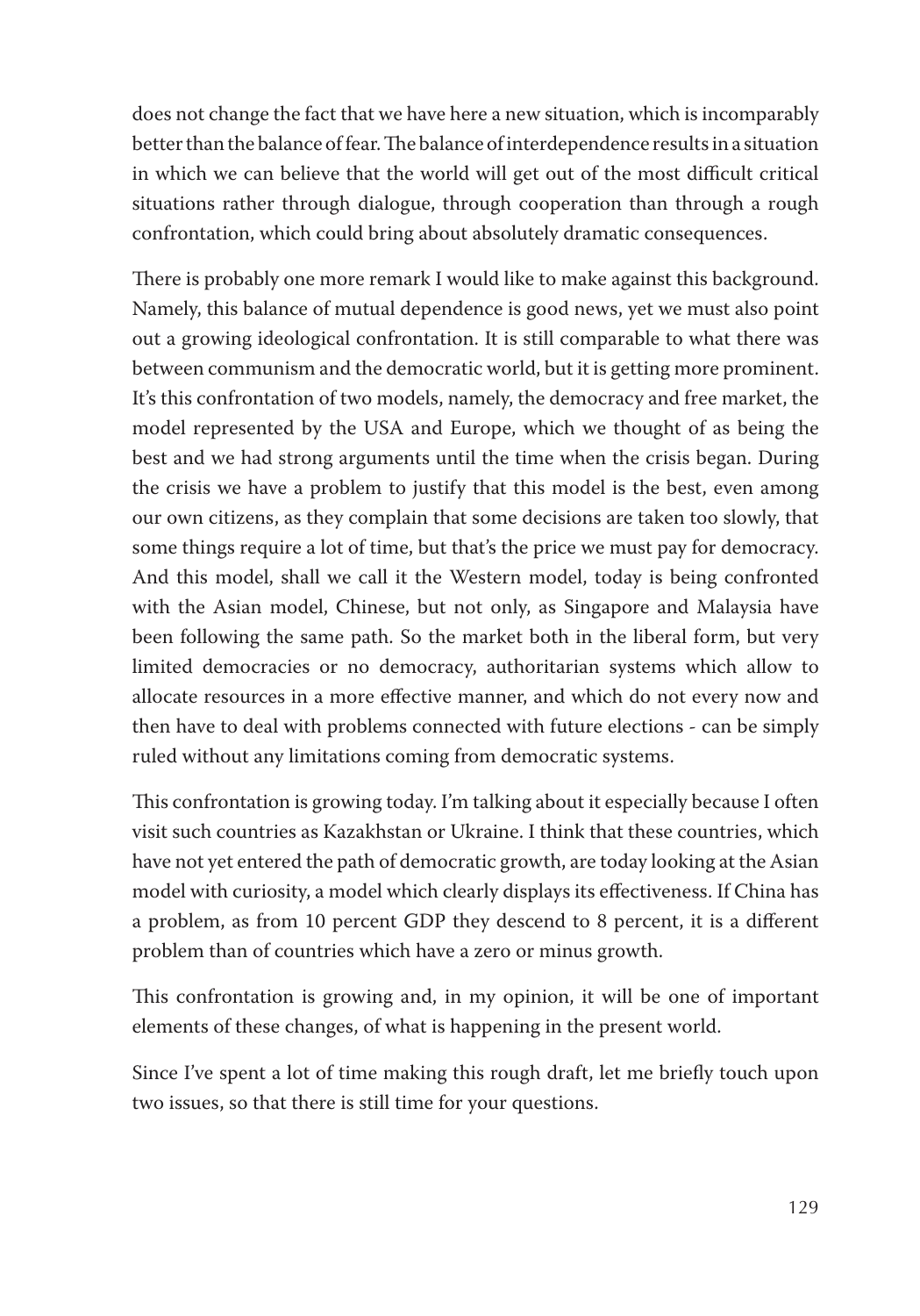does not change the fact that we have here a new situation, which is incomparably better than the balance of fear. The balance of interdependence results in a situation in which we can believe that the world will get out of the most difficult critical situations rather through dialogue, through cooperation than through a rough confrontation, which could bring about absolutely dramatic consequences.

There is probably one more remark I would like to make against this background. Namely, this balance of mutual dependence is good news, yet we must also point out a growing ideological confrontation. It is still comparable to what there was between communism and the democratic world, but it is getting more prominent. It's this confrontation of two models, namely, the democracy and free market, the model represented by the USA and Europe, which we thought of as being the best and we had strong arguments until the time when the crisis began. During the crisis we have a problem to justify that this model is the best, even among our own citizens, as they complain that some decisions are taken too slowly, that some things require a lot of time, but that's the price we must pay for democracy. And this model, shall we call it the Western model, today is being confronted with the Asian model, Chinese, but not only, as Singapore and Malaysia have been following the same path. So the market both in the liberal form, but very limited democracies or no democracy, authoritarian systems which allow to allocate resources in a more effective manner, and which do not every now and then have to deal with problems connected with future elections - can be simply ruled without any limitations coming from democratic systems.

This confrontation is growing today. I'm talking about it especially because I often visit such countries as Kazakhstan or Ukraine. I think that these countries, which have not yet entered the path of democratic growth, are today looking at the Asian model with curiosity, a model which clearly displays its effectiveness. If China has a problem, as from 10 percent GDP they descend to 8 percent, it is a different problem than of countries which have a zero or minus growth.

This confrontation is growing and, in my opinion, it will be one of important elements of these changes, of what is happening in the present world.

Since I've spent a lot of time making this rough draft, let me briefly touch upon two issues, so that there is still time for your questions.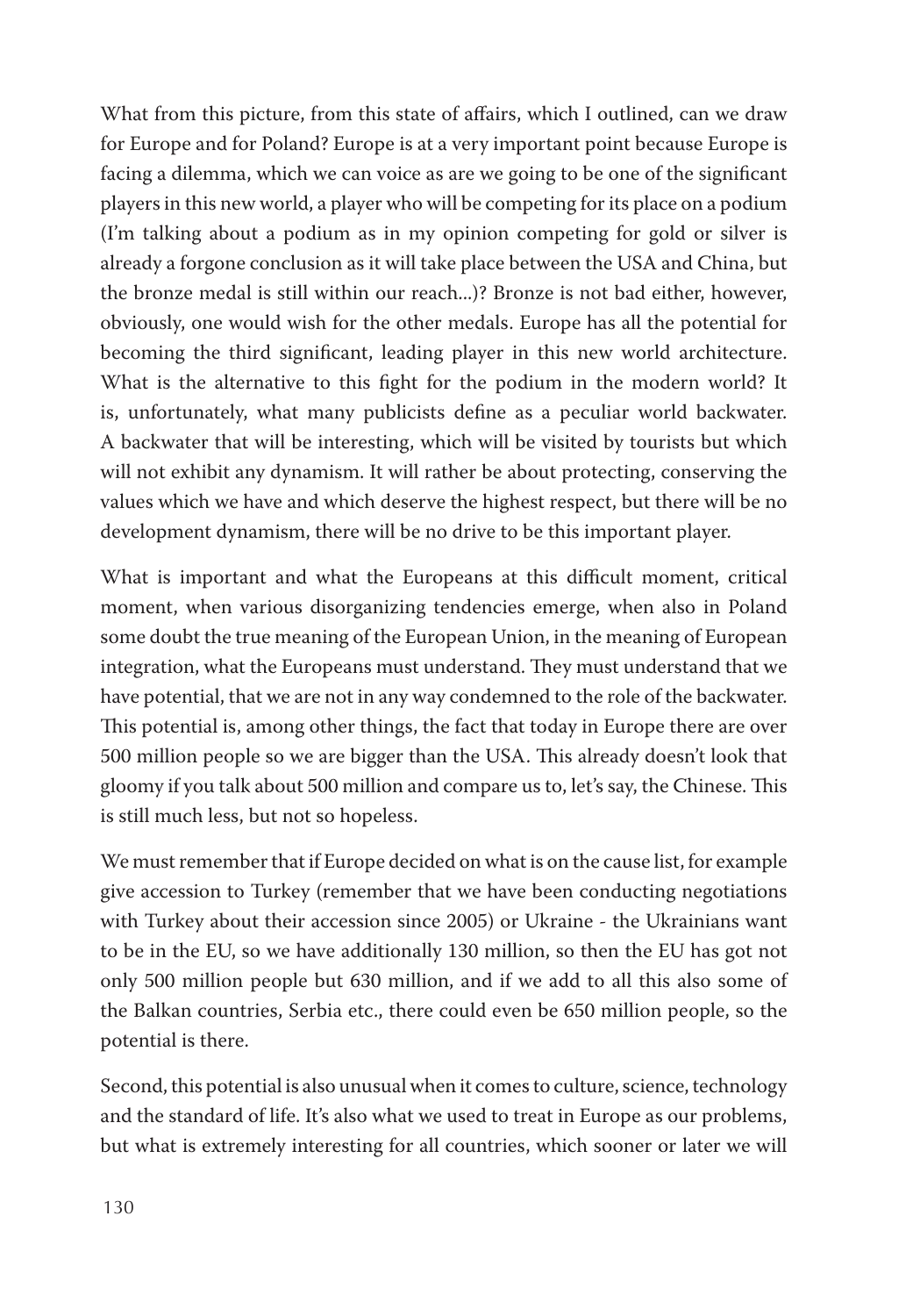What from this picture, from this state of affairs, which I outlined, can we draw for Europe and for Poland? Europe is at a very important point because Europe is facing a dilemma, which we can voice as are we going to be one of the significant players in this new world, a player who will be competing for its place on a podium (I'm talking about a podium as in my opinion competing for gold or silver is already a forgone conclusion as it will take place between the USA and China, but the bronze medal is still within our reach...)? Bronze is not bad either, however, obviously, one would wish for the other medals. Europe has all the potential for becoming the third significant, leading player in this new world architecture. What is the alternative to this fight for the podium in the modern world? It is, unfortunately, what many publicists define as a peculiar world backwater. A backwater that will be interesting, which will be visited by tourists but which will not exhibit any dynamism. It will rather be about protecting, conserving the values which we have and which deserve the highest respect, but there will be no development dynamism, there will be no drive to be this important player.

What is important and what the Europeans at this difficult moment, critical moment, when various disorganizing tendencies emerge, when also in Poland some doubt the true meaning of the European Union, in the meaning of European integration, what the Europeans must understand. They must understand that we have potential, that we are not in any way condemned to the role of the backwater. This potential is, among other things, the fact that today in Europe there are over 500 million people so we are bigger than the USA. This already doesn't look that gloomy if you talk about 500 million and compare us to, let's say, the Chinese. This is still much less, but not so hopeless.

We must remember that if Europe decided on what is on the cause list, for example give accession to Turkey (remember that we have been conducting negotiations with Turkey about their accession since 2005) or Ukraine - the Ukrainians want to be in the EU, so we have additionally 130 million, so then the EU has got not only 500 million people but 630 million, and if we add to all this also some of the Balkan countries, Serbia etc., there could even be 650 million people, so the potential is there.

Second, this potential is also unusual when it comes to culture, science, technology and the standard of life. It's also what we used to treat in Europe as our problems, but what is extremely interesting for all countries, which sooner or later we will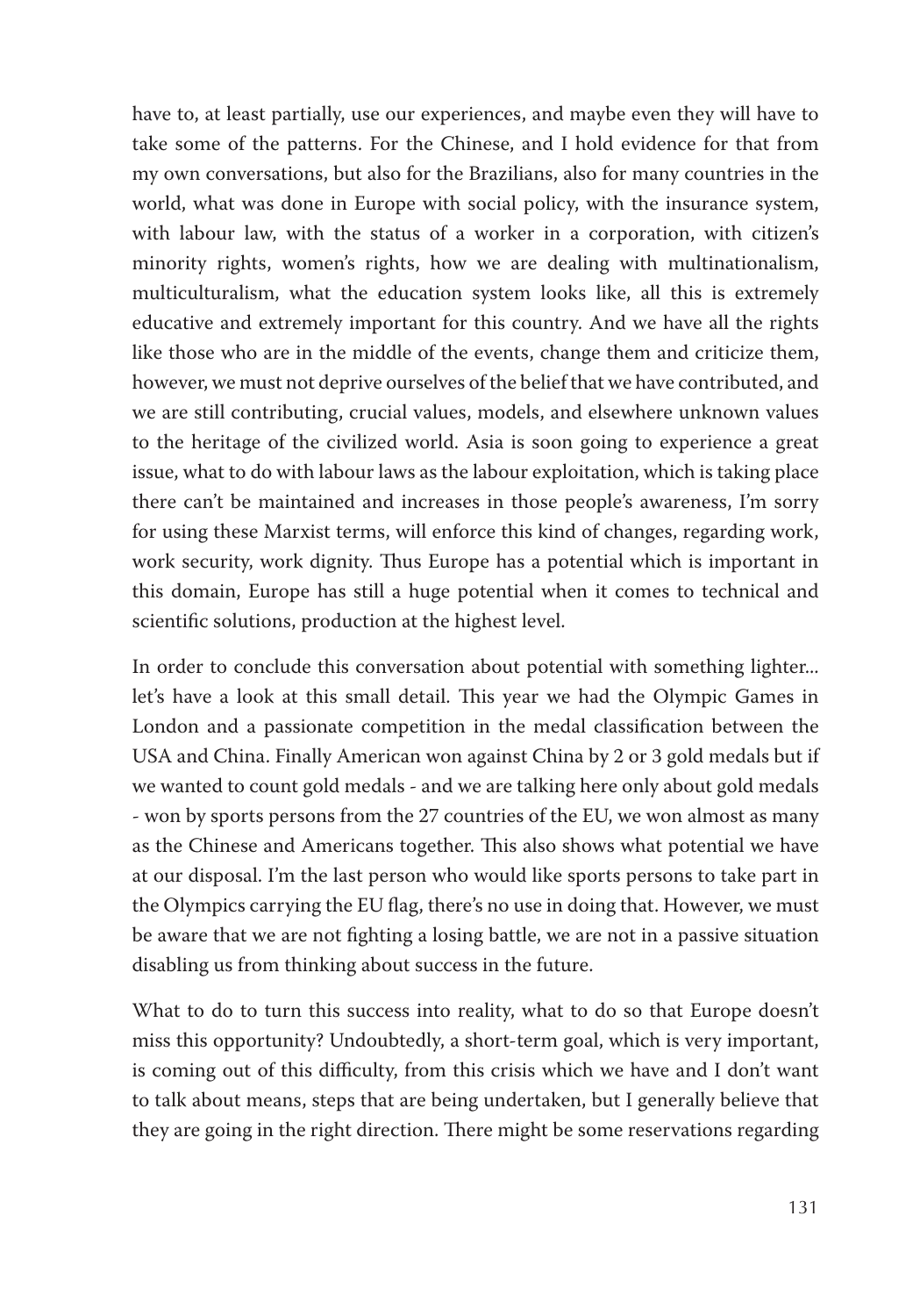have to, at least partially, use our experiences, and maybe even they will have to take some of the patterns. For the Chinese, and I hold evidence for that from my own conversations, but also for the Brazilians, also for many countries in the world, what was done in Europe with social policy, with the insurance system, with labour law, with the status of a worker in a corporation, with citizen's minority rights, women's rights, how we are dealing with multinationalism, multiculturalism, what the education system looks like, all this is extremely educative and extremely important for this country. And we have all the rights like those who are in the middle of the events, change them and criticize them, however, we must not deprive ourselves of the belief that we have contributed, and we are still contributing, crucial values, models, and elsewhere unknown values to the heritage of the civilized world. Asia is soon going to experience a great issue, what to do with labour laws as the labour exploitation, which is taking place there can't be maintained and increases in those people's awareness, I'm sorry for using these Marxist terms, will enforce this kind of changes, regarding work, work security, work dignity. Thus Europe has a potential which is important in this domain, Europe has still a huge potential when it comes to technical and scientific solutions, production at the highest level.

In order to conclude this conversation about potential with something lighter... let's have a look at this small detail. This year we had the Olympic Games in London and a passionate competition in the medal classification between the USA and China. Finally American won against China by 2 or 3 gold medals but if we wanted to count gold medals - and we are talking here only about gold medals - won by sports persons from the 27 countries of the EU, we won almost as many as the Chinese and Americans together. This also shows what potential we have at our disposal. I'm the last person who would like sports persons to take part in the Olympics carrying the EU flag, there's no use in doing that. However, we must be aware that we are not fighting a losing battle, we are not in a passive situation disabling us from thinking about success in the future.

What to do to turn this success into reality, what to do so that Europe doesn't miss this opportunity? Undoubtedly, a short-term goal, which is very important, is coming out of this difficulty, from this crisis which we have and I don't want to talk about means, steps that are being undertaken, but I generally believe that they are going in the right direction. There might be some reservations regarding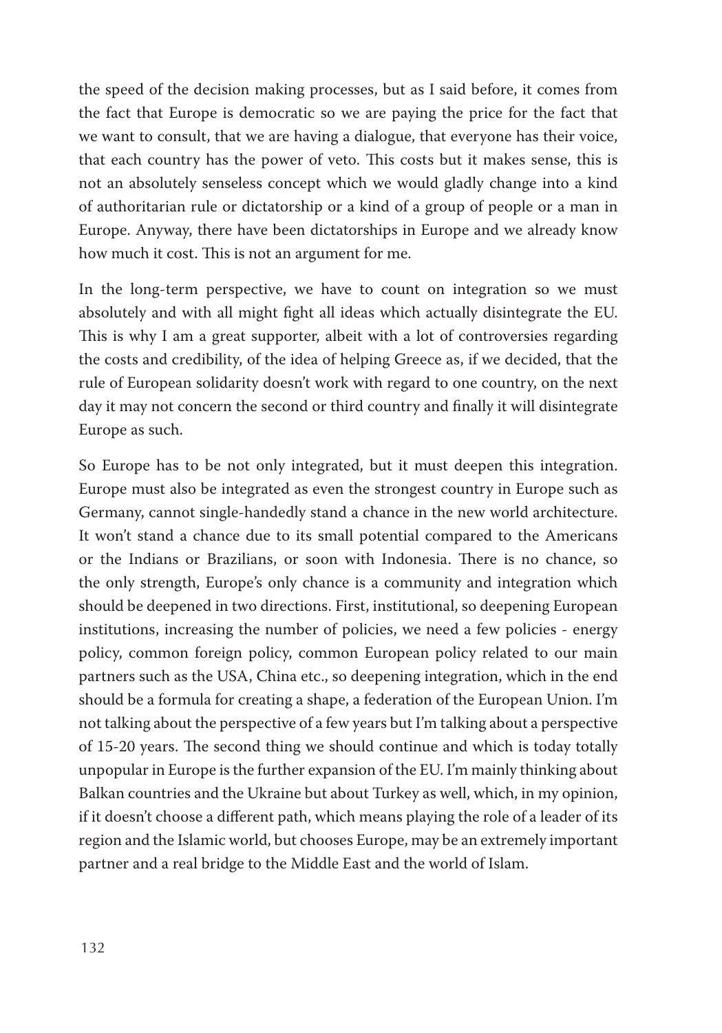the speed of the decision making processes, but as I said before, it comes from the fact that Europe is democratic so we are paying the price for the fact that we want to consult, that we are having a dialogue, that everyone has their voice, that each country has the power of veto. This costs but it makes sense, this is not an absolutely senseless concept which we would gladly change into a kind of authoritarian rule or dictatorship or a kind of a group of people or a man in Europe. Anyway, there have been dictatorships in Europe and we already know how much it cost. This is not an argument for me.

In the long-term perspective, we have to count on integration so we must absolutely and with all might fight all ideas which actually disintegrate the EU. This is why I am a great supporter, albeit with a lot of controversies regarding the costs and credibility, of the idea of helping Greece as, if we decided, that the rule of European solidarity doesn't work with regard to one country, on the next day it may not concern the second or third country and finally it will disintegrate Europe as such.

So Europe has to be not only integrated, but it must deepen this integration. Europe must also be integrated as even the strongest country in Europe such as Germany, cannot single-handedly stand a chance in the new world architecture. It won't stand a chance due to its small potential compared to the Americans or the Indians or Brazilians, or soon with Indonesia. There is no chance, so the only strength, Europe's only chance is a community and integration which should be deepened in two directions. First, institutional, so deepening European institutions, increasing the number of policies, we need a few policies - energy policy, common foreign policy, common European policy related to our main partners such as the USA, China etc., so deepening integration, which in the end should be a formula for creating a shape, a federation of the European Union. I'm not talking about the perspective of a few years but I'm talking about a perspective of 15-20 years. The second thing we should continue and which is today totally unpopular in Europe is the further expansion of the EU. I'm mainly thinking about Balkan countries and the Ukraine but about Turkey as well, which, in my opinion, if it doesn't choose a different path, which means playing the role of a leader of its region and the Islamic world, but chooses Europe, may be an extremely important partner and a real bridge to the Middle East and the world of Islam.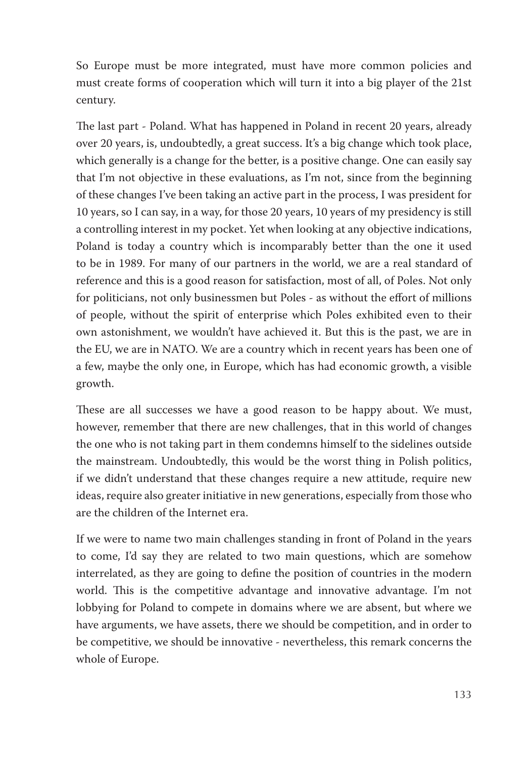So Europe must be more integrated, must have more common policies and must create forms of cooperation which will turn it into a big player of the 21st century.

The last part - Poland. What has happened in Poland in recent 20 years, already over 20 years, is, undoubtedly, a great success. It's a big change which took place, which generally is a change for the better, is a positive change. One can easily say that I'm not objective in these evaluations, as I'm not, since from the beginning of these changes I've been taking an active part in the process, I was president for 10 years, so I can say, in a way, for those 20 years, 10 years of my presidency is still a controlling interest in my pocket. Yet when looking at any objective indications, Poland is today a country which is incomparably better than the one it used to be in 1989. For many of our partners in the world, we are a real standard of reference and this is a good reason for satisfaction, most of all, of Poles. Not only for politicians, not only businessmen but Poles - as without the effort of millions of people, without the spirit of enterprise which Poles exhibited even to their own astonishment, we wouldn't have achieved it. But this is the past, we are in the EU, we are in NATO. We are a country which in recent years has been one of a few, maybe the only one, in Europe, which has had economic growth, a visible growth.

These are all successes we have a good reason to be happy about. We must, however, remember that there are new challenges, that in this world of changes the one who is not taking part in them condemns himself to the sidelines outside the mainstream. Undoubtedly, this would be the worst thing in Polish politics, if we didn't understand that these changes require a new attitude, require new ideas, require also greater initiative in new generations, especially from those who are the children of the Internet era.

If we were to name two main challenges standing in front of Poland in the years to come, I'd say they are related to two main questions, which are somehow interrelated, as they are going to define the position of countries in the modern world. This is the competitive advantage and innovative advantage. I'm not lobbying for Poland to compete in domains where we are absent, but where we have arguments, we have assets, there we should be competition, and in order to be competitive, we should be innovative - nevertheless, this remark concerns the whole of Europe.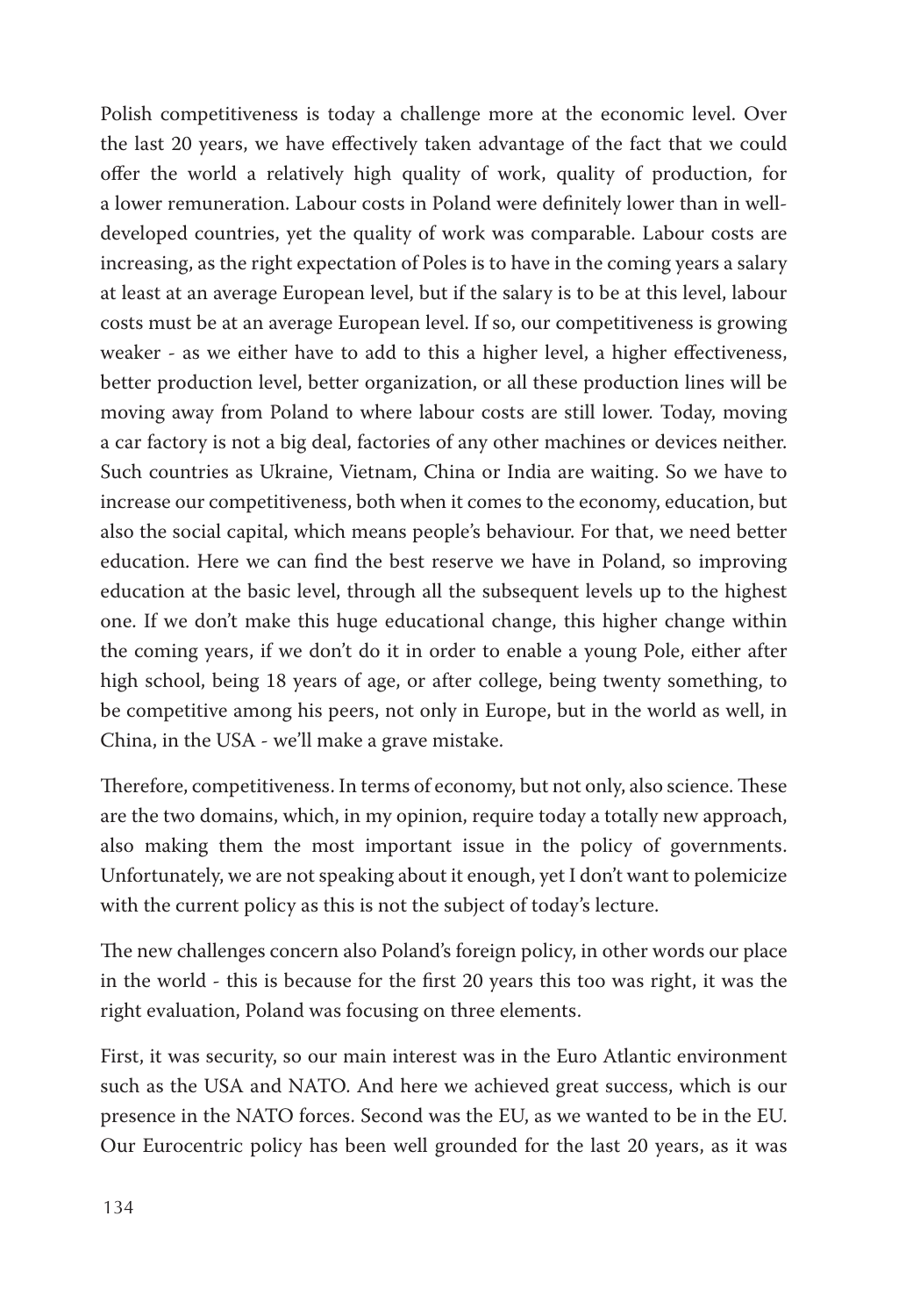Polish competitiveness is today a challenge more at the economic level. Over the last 20 years, we have effectively taken advantage of the fact that we could offer the world a relatively high quality of work, quality of production, for a lower remuneration. Labour costs in Poland were definitely lower than in well-developed countries, yet the quality of work was comparable. Labour costs are increasing, as the right expectation of Poles is to have in the coming years a salary at least at an average European level, but if the salary is to be at this level, labour costs must be at an average European level. If so, our competitiveness is growing weaker - as we either have to add to this a higher level, a higher effectiveness, better production level, better organization, or all these production lines will be moving away from Poland to where labour costs are still lower. Today, moving a car factory is not a big deal, factories of any other machines or devices neither. Such countries as Ukraine, Vietnam, China or India are waiting. So we have to increase our competitiveness, both when it comes to the economy, education, but also the social capital, which means people's behaviour. For that, we need better education. Here we can find the best reserve we have in Poland, so improving education at the basic level, through all the subsequent levels up to the highest one. If we don't make this huge educational change, this higher change within the coming years, if we don't do it in order to enable a young Pole, either after high school, being 18 years of age, or after college, being twenty something, to be competitive among his peers, not only in Europe, but in the world as well, in China, in the USA - we'll make a grave mistake.

Therefore, competitiveness. In terms of economy, but not only, also science. These are the two domains, which, in my opinion, require today a totally new approach, also making them the most important issue in the policy of governments. Unfortunately, we are not speaking about it enough, yet I don't want to polemicize with the current policy as this is not the subject of today's lecture.

The new challenges concern also Poland's foreign policy, in other words our place in the world - this is because for the first 20 years this too was right, it was the right evaluation, Poland was focusing on three elements.

First, it was security, so our main interest was in the Euro Atlantic environment such as the USA and NATO. And here we achieved great success, which is our presence in the NATO forces. Second was the EU, as we wanted to be in the EU. Our Eurocentric policy has been well grounded for the last 20 years, as it was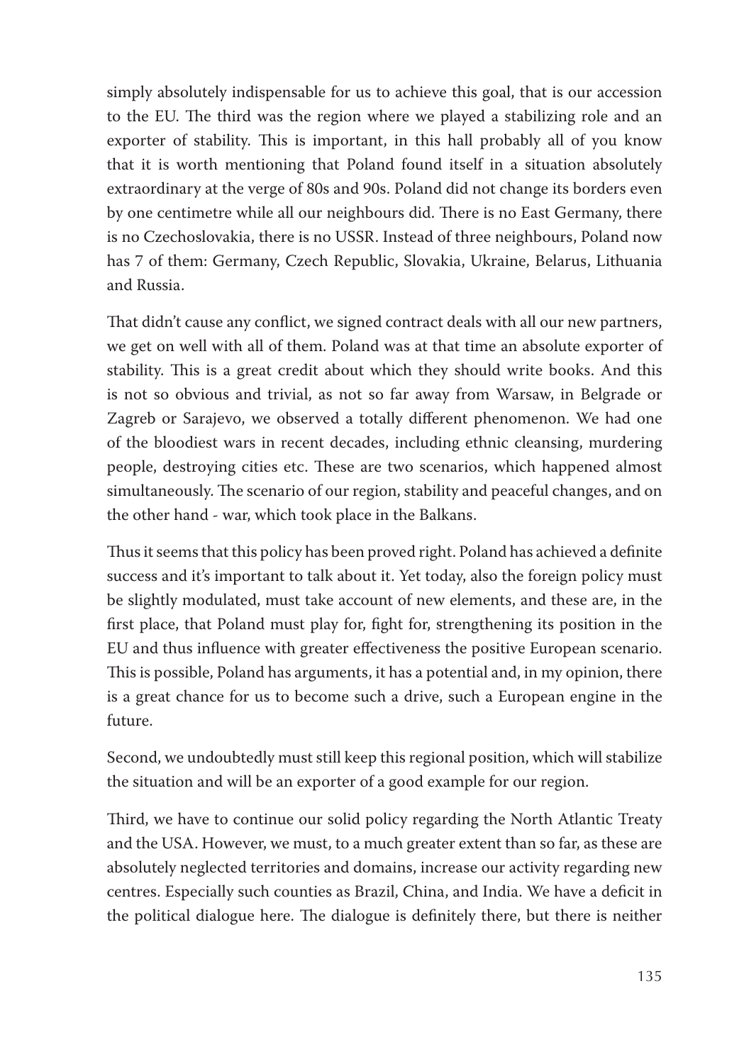simply absolutely indispensable for us to achieve this goal, that is our accession to the EU. The third was the region where we played a stabilizing role and an exporter of stability. This is important, in this hall probably all of you know that it is worth mentioning that Poland found itself in a situation absolutely extraordinary at the verge of 80s and 90s. Poland did not change its borders even by one centimetre while all our neighbours did. There is no East Germany, there is no Czechoslovakia, there is no USSR. Instead of three neighbours, Poland now has 7 of them: Germany, Czech Republic, Slovakia, Ukraine, Belarus, Lithuania and Russia.

That didn't cause any conflict, we signed contract deals with all our new partners, we get on well with all of them. Poland was at that time an absolute exporter of stability. This is a great credit about which they should write books. And this is not so obvious and trivial, as not so far away from Warsaw, in Belgrade or Zagreb or Sarajevo, we observed a totally different phenomenon. We had one of the bloodiest wars in recent decades, including ethnic cleansing, murdering people, destroying cities etc. These are two scenarios, which happened almost simultaneously. The scenario of our region, stability and peaceful changes, and on the other hand - war, which took place in the Balkans.

Thus it seems that this policy has been proved right. Poland has achieved a definite success and it's important to talk about it. Yet today, also the foreign policy must be slightly modulated, must take account of new elements, and these are, in the first place, that Poland must play for, fight for, strengthening its position in the EU and thus influence with greater effectiveness the positive European scenario. This is possible, Poland has arguments, it has a potential and, in my opinion, there is a great chance for us to become such a drive, such a European engine in the future.

Second, we undoubtedly must still keep this regional position, which will stabilize the situation and will be an exporter of a good example for our region.

Third, we have to continue our solid policy regarding the North Atlantic Treaty and the USA. However, we must, to a much greater extent than so far, as these are absolutely neglected territories and domains, increase our activity regarding new centres. Especially such counties as Brazil, China, and India. We have a deficit in the political dialogue here. The dialogue is definitely there, but there is neither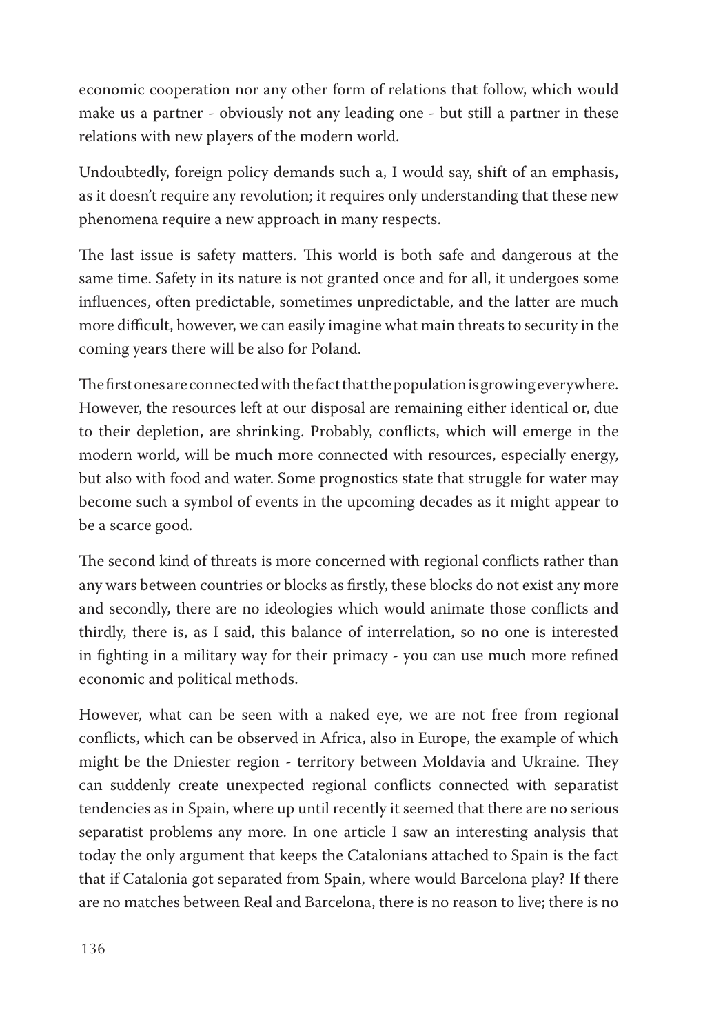economic cooperation nor any other form of relations that follow, which would make us a partner - obviously not any leading one - but still a partner in these relations with new players of the modern world.

Undoubtedly, foreign policy demands such a, I would say, shift of an emphasis, as it doesn't require any revolution; it requires only understanding that these new phenomena require a new approach in many respects.

The last issue is safety matters. This world is both safe and dangerous at the same time. Safety in its nature is not granted once and for all, it undergoes some influences, often predictable, sometimes unpredictable, and the latter are much more difficult, however, we can easily imagine what main threats to security in the coming years there will be also for Poland.

The first ones are connected with the fact that the population is growing everywhere. However, the resources left at our disposal are remaining either identical or, due to their depletion, are shrinking. Probably, conflicts, which will emerge in the modern world, will be much more connected with resources, especially energy, but also with food and water. Some prognostics state that struggle for water may become such a symbol of events in the upcoming decades as it might appear to be a scarce good.

The second kind of threats is more concerned with regional conflicts rather than any wars between countries or blocks as firstly, these blocks do not exist any more and secondly, there are no ideologies which would animate those conflicts and thirdly, there is, as I said, this balance of interrelation, so no one is interested in fighting in a military way for their primacy - you can use much more refined economic and political methods.

However, what can be seen with a naked eye, we are not free from regional conflicts, which can be observed in Africa, also in Europe, the example of which might be the Dniester region - territory between Moldavia and Ukraine. They can suddenly create unexpected regional conflicts connected with separatist tendencies as in Spain, where up until recently it seemed that there are no serious separatist problems any more. In one article I saw an interesting analysis that today the only argument that keeps the Catalonians attached to Spain is the fact that if Catalonia got separated from Spain, where would Barcelona play? If there are no matches between Real and Barcelona, there is no reason to live; there is no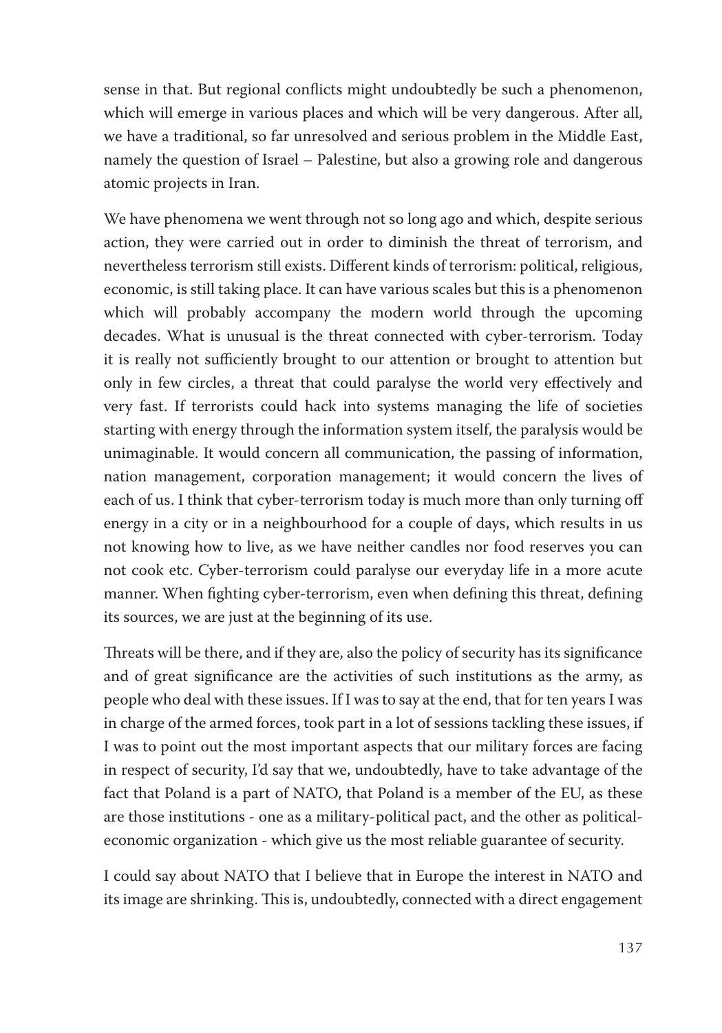sense in that. But regional conflicts might undoubtedly be such a phenomenon, which will emerge in various places and which will be very dangerous. After all, we have a traditional, so far unresolved and serious problem in the Middle East, namely the question of Israel – Palestine, but also a growing role and dangerous atomic projects in Iran.

We have phenomena we went through not so long ago and which, despite serious action, they were carried out in order to diminish the threat of terrorism, and nevertheless terrorism still exists. Different kinds of terrorism: political, religious, economic, is still taking place. It can have various scales but this is a phenomenon which will probably accompany the modern world through the upcoming decades. What is unusual is the threat connected with cyber-terrorism. Today it is really not sufficiently brought to our attention or brought to attention but only in few circles, a threat that could paralyse the world very effectively and very fast. If terrorists could hack into systems managing the life of societies starting with energy through the information system itself, the paralysis would be unimaginable. It would concern all communication, the passing of information, nation management, corporation management; it would concern the lives of each of us. I think that cyber-terrorism today is much more than only turning off energy in a city or in a neighbourhood for a couple of days, which results in us not knowing how to live, as we have neither candles nor food reserves you can not cook etc. Cyber-terrorism could paralyse our everyday life in a more acute manner. When fighting cyber-terrorism, even when defining this threat, defining its sources, we are just at the beginning of its use.

Threats will be there, and if they are, also the policy of security has its significance and of great significance are the activities of such institutions as the army, as people who deal with these issues. If I was to say at the end, that for ten years I was in charge of the armed forces, took part in a lot of sessions tackling these issues, if I was to point out the most important aspects that our military forces are facing in respect of security, I'd say that we, undoubtedly, have to take advantage of the fact that Poland is a part of NATO, that Poland is a member of the EU, as these are those institutions - one as a military-political pact, and the other as political-economic organization - which give us the most reliable guarantee of security.

I could say about NATO that I believe that in Europe the interest in NATO and its image are shrinking. This is, undoubtedly, connected with a direct engagement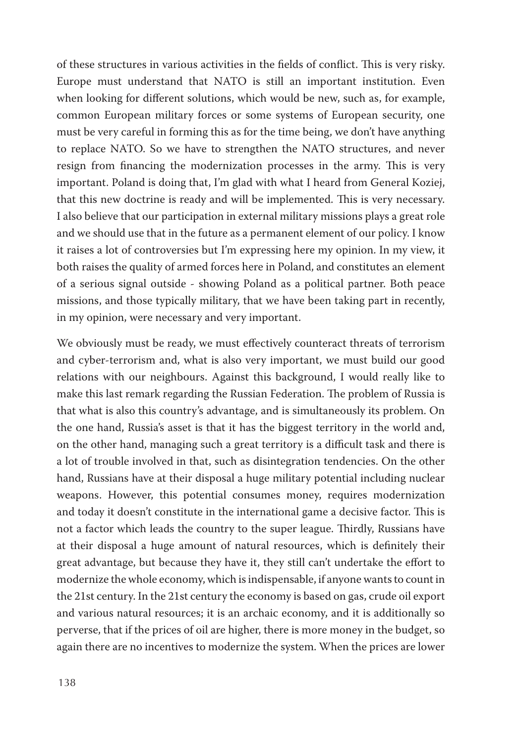of these structures in various activities in the fields of conflict. This is very risky. Europe must understand that NATO is still an important institution. Even when looking for different solutions, which would be new, such as, for example, common European military forces or some systems of European security, one must be very careful in forming this as for the time being, we don't have anything to replace NATO. So we have to strengthen the NATO structures, and never resign from financing the modernization processes in the army. This is very important. Poland is doing that, I'm glad with what I heard from General Koziej, that this new doctrine is ready and will be implemented. This is very necessary. I also believe that our participation in external military missions plays a great role and we should use that in the future as a permanent element of our policy. I know it raises a lot of controversies but I'm expressing here my opinion. In my view, it both raises the quality of armed forces here in Poland, and constitutes an element of a serious signal outside - showing Poland as a political partner. Both peace missions, and those typically military, that we have been taking part in recently, in my opinion, were necessary and very important.

We obviously must be ready, we must effectively counteract threats of terrorism and cyber-terrorism and, what is also very important, we must build our good relations with our neighbours. Against this background, I would really like to make this last remark regarding the Russian Federation. The problem of Russia is that what is also this country's advantage, and is simultaneously its problem. On the one hand, Russia's asset is that it has the biggest territory in the world and, on the other hand, managing such a great territory is a difficult task and there is a lot of trouble involved in that, such as disintegration tendencies. On the other hand, Russians have at their disposal a huge military potential including nuclear weapons. However, this potential consumes money, requires modernization and today it doesn't constitute in the international game a decisive factor. This is not a factor which leads the country to the super league. Thirdly, Russians have at their disposal a huge amount of natural resources, which is definitely their great advantage, but because they have it, they still can't undertake the effort to modernize the whole economy, which is indispensable, if anyone wants to count in the 21st century. In the 21st century the economy is based on gas, crude oil export and various natural resources; it is an archaic economy, and it is additionally so perverse, that if the prices of oil are higher, there is more money in the budget, so again there are no incentives to modernize the system. When the prices are lower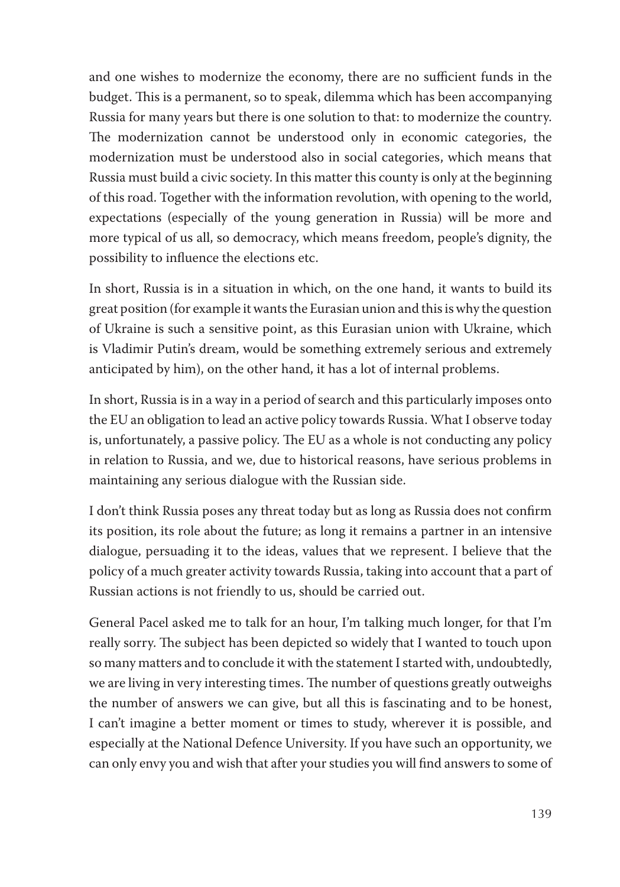and one wishes to modernize the economy, there are no sufficient funds in the budget. This is a permanent, so to speak, dilemma which has been accompanying Russia for many years but there is one solution to that: to modernize the country. The modernization cannot be understood only in economic categories, the modernization must be understood also in social categories, which means that Russia must build a civic society. In this matter this county is only at the beginning of this road. Together with the information revolution, with opening to the world, expectations (especially of the young generation in Russia) will be more and more typical of us all, so democracy, which means freedom, people's dignity, the possibility to influence the elections etc.

In short, Russia is in a situation in which, on the one hand, it wants to build its great position (for example it wants the Eurasian union and this is why the question of Ukraine is such a sensitive point, as this Eurasian union with Ukraine, which is Vladimir Putin's dream, would be something extremely serious and extremely anticipated by him), on the other hand, it has a lot of internal problems.

In short, Russia is in a way in a period of search and this particularly imposes onto the EU an obligation to lead an active policy towards Russia. What I observe today is, unfortunately, a passive policy. The EU as a whole is not conducting any policy in relation to Russia, and we, due to historical reasons, have serious problems in maintaining any serious dialogue with the Russian side.

I don't think Russia poses any threat today but as long as Russia does not confirm its position, its role about the future; as long it remains a partner in an intensive dialogue, persuading it to the ideas, values that we represent. I believe that the policy of a much greater activity towards Russia, taking into account that a part of Russian actions is not friendly to us, should be carried out.

General Pacel asked me to talk for an hour, I'm talking much longer, for that I'm really sorry. The subject has been depicted so widely that I wanted to touch upon so many matters and to conclude it with the statement I started with, undoubtedly, we are living in very interesting times. The number of questions greatly outweighs the number of answers we can give, but all this is fascinating and to be honest, I can't imagine a better moment or times to study, wherever it is possible, and especially at the National Defence University. If you have such an opportunity, we can only envy you and wish that after your studies you will find answers to some of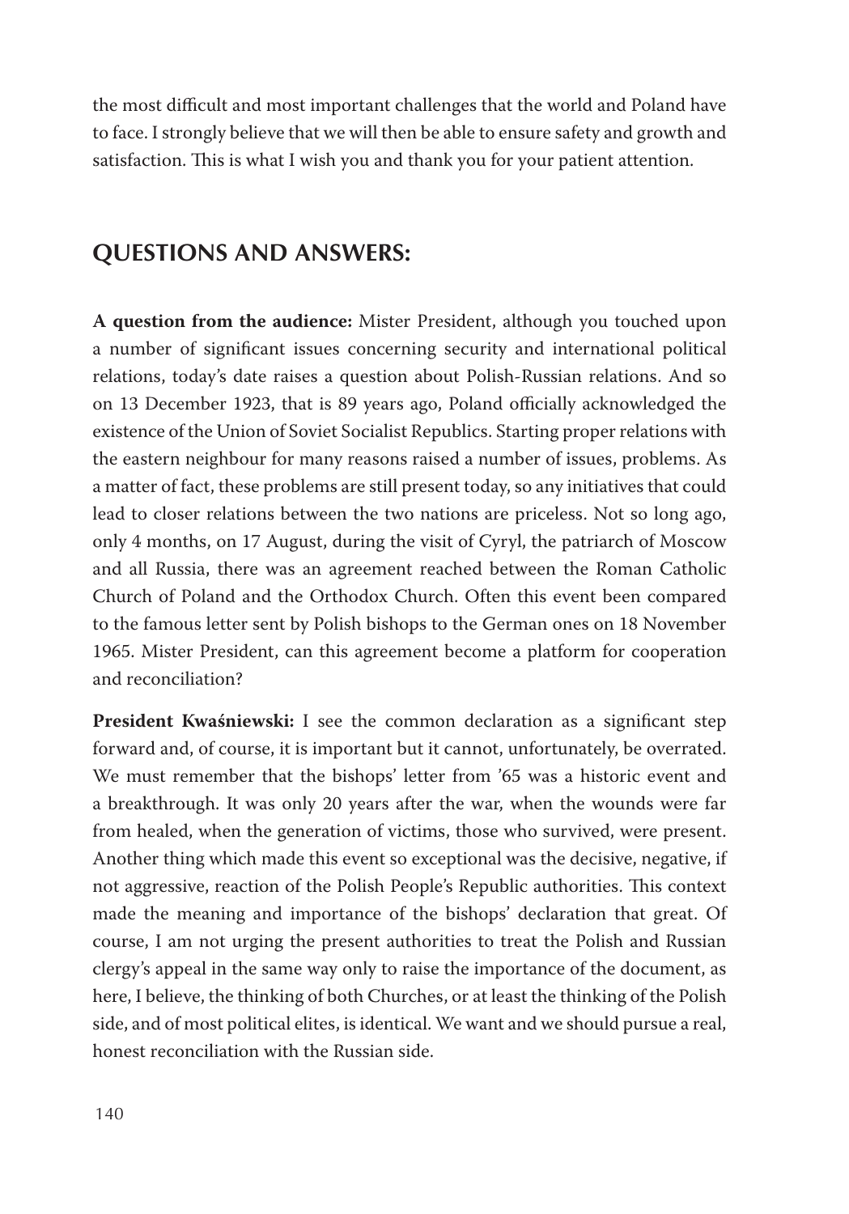the most difficult and most important challenges that the world and Poland have to face. I strongly believe that we will then be able to ensure safety and growth and satisfaction. This is what I wish you and thank you for your patient attention.

## QUESTIONS AND ANSWERS:

**A question from the audience:** Mister President, although you touched upon a number of significant issues concerning security and international political relations, today's date raises a question about Polish-Russian relations. And so on 13 December 1923, that is 89 years ago, Poland officially acknowledged the existence of the Union of Soviet Socialist Republics. Starting proper relations with the eastern neighbour for many reasons raised a number of issues, problems. As a matter of fact, these problems are still present today, so any initiatives that could lead to closer relations between the two nations are priceless. Not so long ago, only 4 months, on 17 August, during the visit of Cyryl, the patriarch of Moscow and all Russia, there was an agreement reached between the Roman Catholic Church of Poland and the Orthodox Church. Often this event been compared to the famous letter sent by Polish bishops to the German ones on 18 November 1965. Mister President, can this agreement become a platform for cooperation and reconciliation?

**President Kwaśniewski:** I see the common declaration as a significant step forward and, of course, it is important but it cannot, unfortunately, be overrated. We must remember that the bishops' letter from '65 was a historic event and a breakthrough. It was only 20 years after the war, when the wounds were far from healed, when the generation of victims, those who survived, were present. Another thing which made this event so exceptional was the decisive, negative, if not aggressive, reaction of the Polish People's Republic authorities. This context made the meaning and importance of the bishops' declaration that great. Of course, I am not urging the present authorities to treat the Polish and Russian clergy's appeal in the same way only to raise the importance of the document, as here, I believe, the thinking of both Churches, or at least the thinking of the Polish side, and of most political elites, is identical. We want and we should pursue a real, honest reconciliation with the Russian side.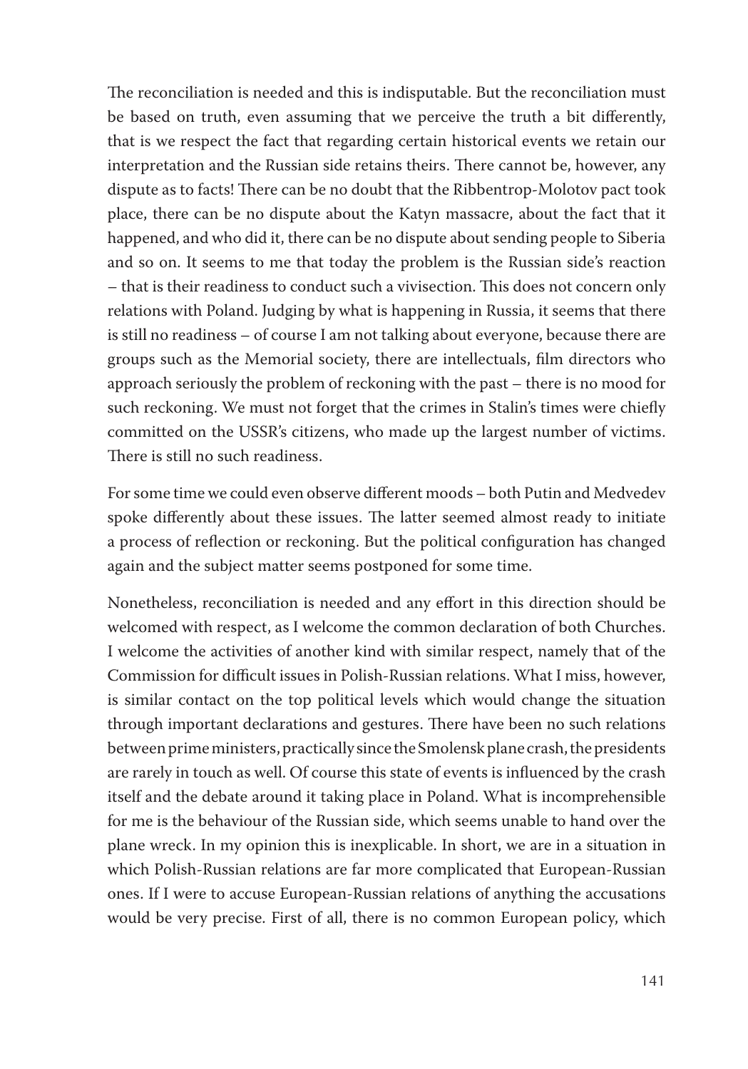The reconciliation is needed and this is indisputable. But the reconciliation must be based on truth, even assuming that we perceive the truth a bit differently, that is we respect the fact that regarding certain historical events we retain our interpretation and the Russian side retains theirs. There cannot be, however, any dispute as to facts! There can be no doubt that the Ribbentrop-Molotov pact took place, there can be no dispute about the Katyn massacre, about the fact that it happened, and who did it, there can be no dispute about sending people to Siberia and so on. It seems to me that today the problem is the Russian side's reaction – that is their readiness to conduct such a vivisection. This does not concern only relations with Poland. Judging by what is happening in Russia, it seems that there is still no readiness – of course I am not talking about everyone, because there are groups such as the Memorial society, there are intellectuals, film directors who approach seriously the problem of reckoning with the past – there is no mood for such reckoning. We must not forget that the crimes in Stalin's times were chiefly committed on the USSR's citizens, who made up the largest number of victims. There is still no such readiness.

For some time we could even observe different moods – both Putin and Medvedev spoke differently about these issues. The latter seemed almost ready to initiate a process of reflection or reckoning. But the political configuration has changed again and the subject matter seems postponed for some time.

Nonetheless, reconciliation is needed and any effort in this direction should be welcomed with respect, as I welcome the common declaration of both Churches. I welcome the activities of another kind with similar respect, namely that of the Commission for difficult issues in Polish-Russian relations. What I miss, however, is similar contact on the top political levels which would change the situation through important declarations and gestures. There have been no such relations between prime ministers, practically since the Smolensk plane crash, the presidents are rarely in touch as well. Of course this state of events is influenced by the crash itself and the debate around it taking place in Poland. What is incomprehensible for me is the behaviour of the Russian side, which seems unable to hand over the plane wreck. In my opinion this is inexplicable. In short, we are in a situation in which Polish-Russian relations are far more complicated that European-Russian ones. If I were to accuse European-Russian relations of anything the accusations would be very precise. First of all, there is no common European policy, which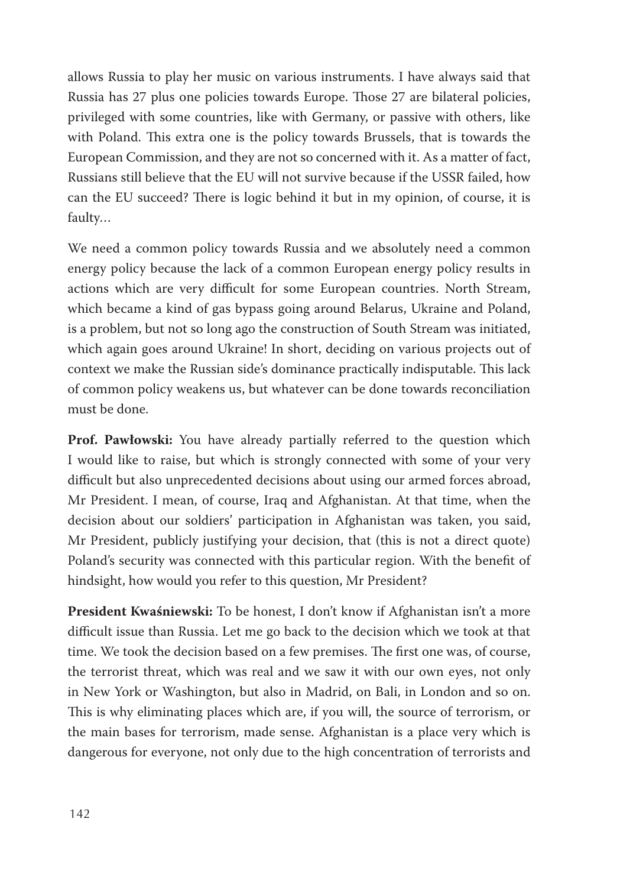allows Russia to play her music on various instruments. I have always said that Russia has 27 plus one policies towards Europe. Those 27 are bilateral policies, privileged with some countries, like with Germany, or passive with others, like with Poland. This extra one is the policy towards Brussels, that is towards the European Commission, and they are not so concerned with it. As a matter of fact, Russians still believe that the EU will not survive because if the USSR failed, how can the EU succeed? There is logic behind it but in my opinion, of course, it is faulty…

We need a common policy towards Russia and we absolutely need a common energy policy because the lack of a common European energy policy results in actions which are very difficult for some European countries. North Stream, which became a kind of gas bypass going around Belarus, Ukraine and Poland, is a problem, but not so long ago the construction of South Stream was initiated, which again goes around Ukraine! In short, deciding on various projects out of context we make the Russian side's dominance practically indisputable. This lack of common policy weakens us, but whatever can be done towards reconciliation must be done.

**Prof. Pawłowski:** You have already partially referred to the question which I would like to raise, but which is strongly connected with some of your very difficult but also unprecedented decisions about using our armed forces abroad, Mr President. I mean, of course, Iraq and Afghanistan. At that time, when the decision about our soldiers' participation in Afghanistan was taken, you said, Mr President, publicly justifying your decision, that (this is not a direct quote) Poland's security was connected with this particular region. With the benefit of hindsight, how would you refer to this question, Mr President?

**President Kwaśniewski:** To be honest, I don't know if Afghanistan isn't a more difficult issue than Russia. Let me go back to the decision which we took at that time. We took the decision based on a few premises. The first one was, of course, the terrorist threat, which was real and we saw it with our own eyes, not only in New York or Washington, but also in Madrid, on Bali, in London and so on. This is why eliminating places which are, if you will, the source of terrorism, or the main bases for terrorism, made sense. Afghanistan is a place very which is dangerous for everyone, not only due to the high concentration of terrorists and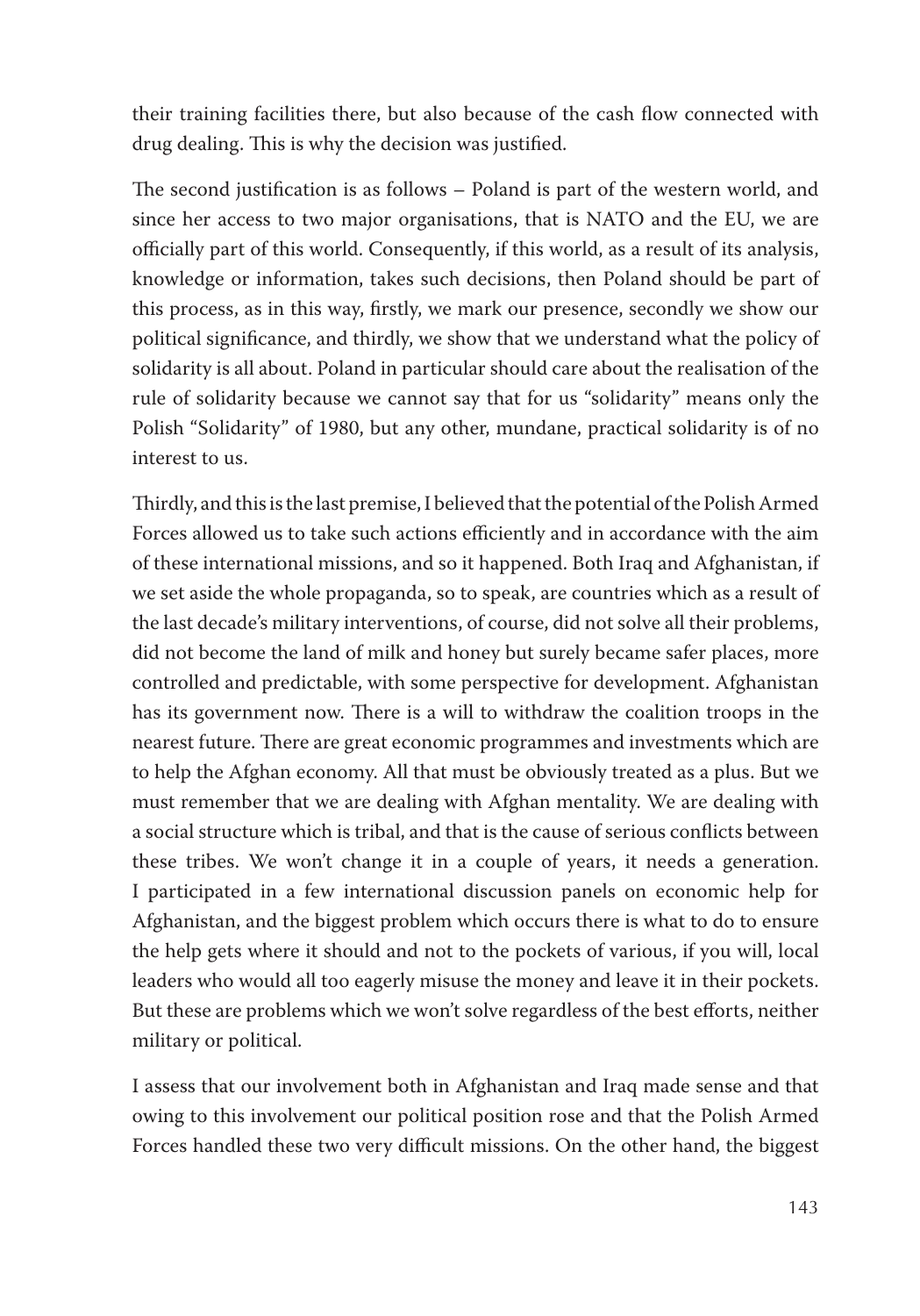their training facilities there, but also because of the cash flow connected with drug dealing. This is why the decision was justified.

The second justification is as follows – Poland is part of the western world, and since her access to two major organisations, that is NATO and the EU, we are officially part of this world. Consequently, if this world, as a result of its analysis, knowledge or information, takes such decisions, then Poland should be part of this process, as in this way, firstly, we mark our presence, secondly we show our political significance, and thirdly, we show that we understand what the policy of solidarity is all about. Poland in particular should care about the realisation of the rule of solidarity because we cannot say that for us "solidarity" means only the Polish "Solidarity" of 1980, but any other, mundane, practical solidarity is of no interest to us.

Thirdly, and this is the last premise, I believed that the potential of the Polish Armed Forces allowed us to take such actions efficiently and in accordance with the aim of these international missions, and so it happened. Both Iraq and Afghanistan, if we set aside the whole propaganda, so to speak, are countries which as a result of the last decade's military interventions, of course, did not solve all their problems, did not become the land of milk and honey but surely became safer places, more controlled and predictable, with some perspective for development. Afghanistan has its government now. There is a will to withdraw the coalition troops in the nearest future. There are great economic programmes and investments which are to help the Afghan economy. All that must be obviously treated as a plus. But we must remember that we are dealing with Afghan mentality. We are dealing with a social structure which is tribal, and that is the cause of serious conflicts between these tribes. We won't change it in a couple of years, it needs a generation. I participated in a few international discussion panels on economic help for Afghanistan, and the biggest problem which occurs there is what to do to ensure the help gets where it should and not to the pockets of various, if you will, local leaders who would all too eagerly misuse the money and leave it in their pockets. But these are problems which we won't solve regardless of the best efforts, neither military or political.

I assess that our involvement both in Afghanistan and Iraq made sense and that owing to this involvement our political position rose and that the Polish Armed Forces handled these two very difficult missions. On the other hand, the biggest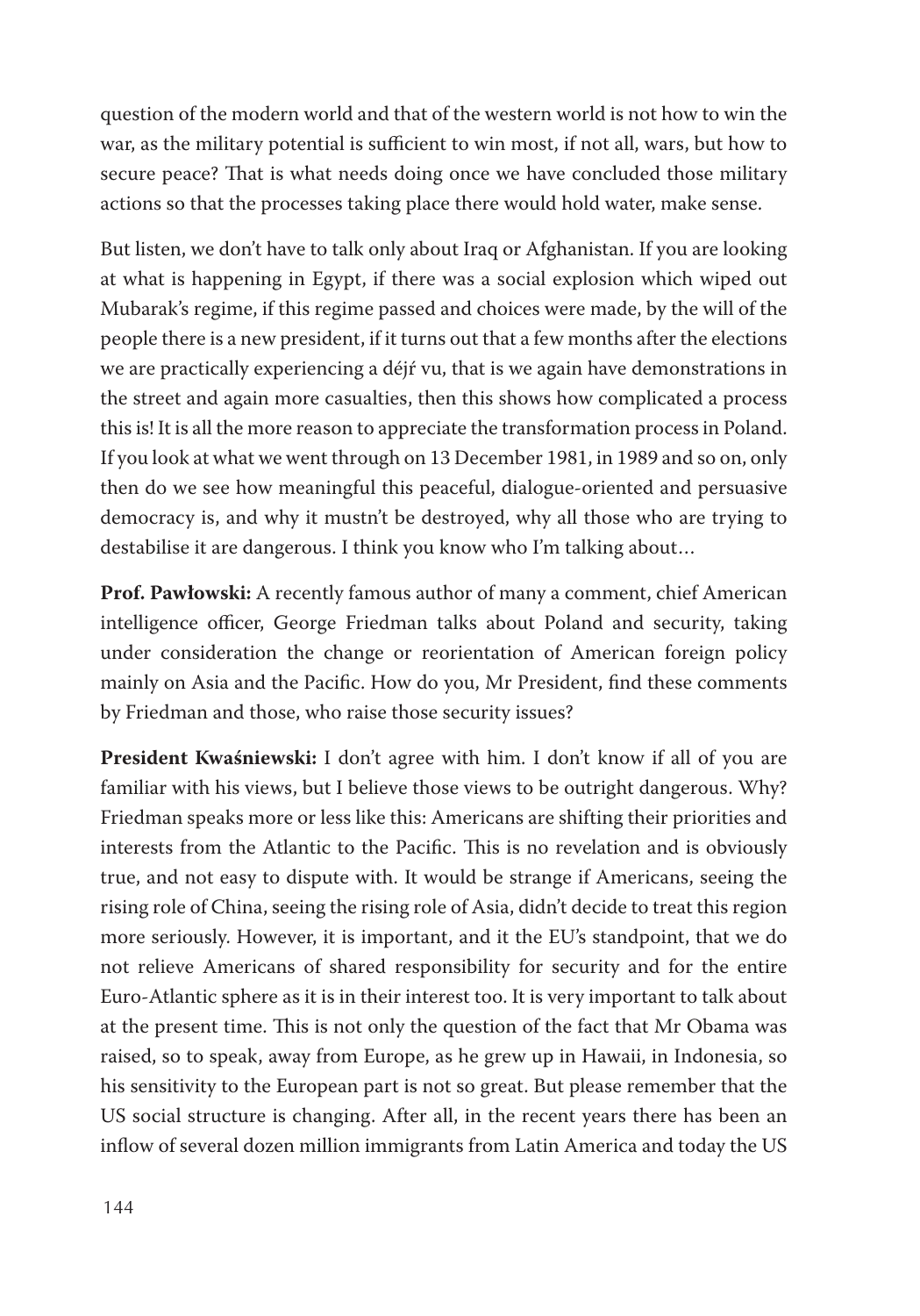question of the modern world and that of the western world is not how to win the war, as the military potential is sufficient to win most, if not all, wars, but how to secure peace? That is what needs doing once we have concluded those military actions so that the processes taking place there would hold water, make sense.

But listen, we don't have to talk only about Iraq or Afghanistan. If you are looking at what is happening in Egypt, if there was a social explosion which wiped out Mubarak's regime, if this regime passed and choices were made, by the will of the people there is a new president, if it turns out that a few months after the elections we are practically experiencing a déjŕ vu, that is we again have demonstrations in the street and again more casualties, then this shows how complicated a process this is! It is all the more reason to appreciate the transformation process in Poland. If you look at what we went through on 13 December 1981, in 1989 and so on, only then do we see how meaningful this peaceful, dialogue-oriented and persuasive democracy is, and why it mustn't be destroyed, why all those who are trying to destabilise it are dangerous. I think you know who I'm talking about…

**Prof. Pawłowski:** A recently famous author of many a comment, chief American intelligence officer, George Friedman talks about Poland and security, taking under consideration the change or reorientation of American foreign policy mainly on Asia and the Pacific. How do you, Mr President, find these comments by Friedman and those, who raise those security issues?

**President Kwaśniewski:** I don't agree with him. I don't know if all of you are familiar with his views, but I believe those views to be outright dangerous. Why? Friedman speaks more or less like this: Americans are shifting their priorities and interests from the Atlantic to the Pacific. This is no revelation and is obviously true, and not easy to dispute with. It would be strange if Americans, seeing the rising role of China, seeing the rising role of Asia, didn't decide to treat this region more seriously. However, it is important, and it the EU's standpoint, that we do not relieve Americans of shared responsibility for security and for the entire Euro-Atlantic sphere as it is in their interest too. It is very important to talk about at the present time. This is not only the question of the fact that Mr Obama was raised, so to speak, away from Europe, as he grew up in Hawaii, in Indonesia, so his sensitivity to the European part is not so great. But please remember that the US social structure is changing. After all, in the recent years there has been an inflow of several dozen million immigrants from Latin America and today the US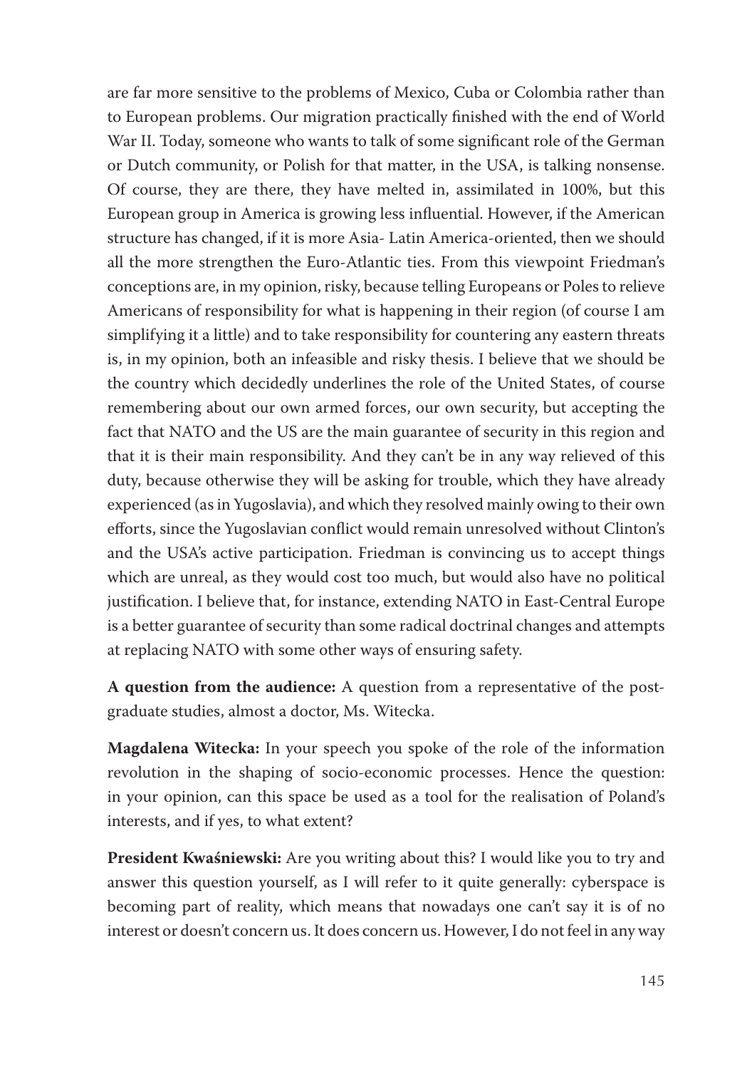are far more sensitive to the problems of Mexico, Cuba or Colombia rather than to European problems. Our migration practically finished with the end of World War II. Today, someone who wants to talk of some significant role of the German or Dutch community, or Polish for that matter, in the USA, is talking nonsense. Of course, they are there, they have melted in, assimilated in 100%, but this European group in America is growing less influential. However, if the American structure has changed, if it is more Asia- Latin America-oriented, then we should all the more strengthen the Euro-Atlantic ties. From this viewpoint Friedman's conceptions are, in my opinion, risky, because telling Europeans or Poles to relieve Americans of responsibility for what is happening in their region (of course I am simplifying it a little) and to take responsibility for countering any eastern threats is, in my opinion, both an infeasible and risky thesis. I believe that we should be the country which decidedly underlines the role of the United States, of course remembering about our own armed forces, our own security, but accepting the fact that NATO and the US are the main guarantee of security in this region and that it is their main responsibility. And they can't be in any way relieved of this duty, because otherwise they will be asking for trouble, which they have already experienced (as in Yugoslavia), and which they resolved mainly owing to their own efforts, since the Yugoslavian conflict would remain unresolved without Clinton's and the USA's active participation. Friedman is convincing us to accept things which are unreal, as they would cost too much, but would also have no political justification. I believe that, for instance, extending NATO in East-Central Europe is a better guarantee of security than some radical doctrinal changes and attempts at replacing NATO with some other ways of ensuring safety.

**A question from the audience:** A question from a representative of the post-graduate studies, almost a doctor, Ms. Witecka.

**Magdalena Witecka:** In your speech you spoke of the role of the information revolution in the shaping of socio-economic processes. Hence the question: in your opinion, can this space be used as a tool for the realisation of Poland's interests, and if yes, to what extent?

**President Kwaśniewski:** Are you writing about this? I would like you to try and answer this question yourself, as I will refer to it quite generally: cyberspace is becoming part of reality, which means that nowadays one can't say it is of no interest or doesn't concern us. It does concern us. However, I do not feel in any way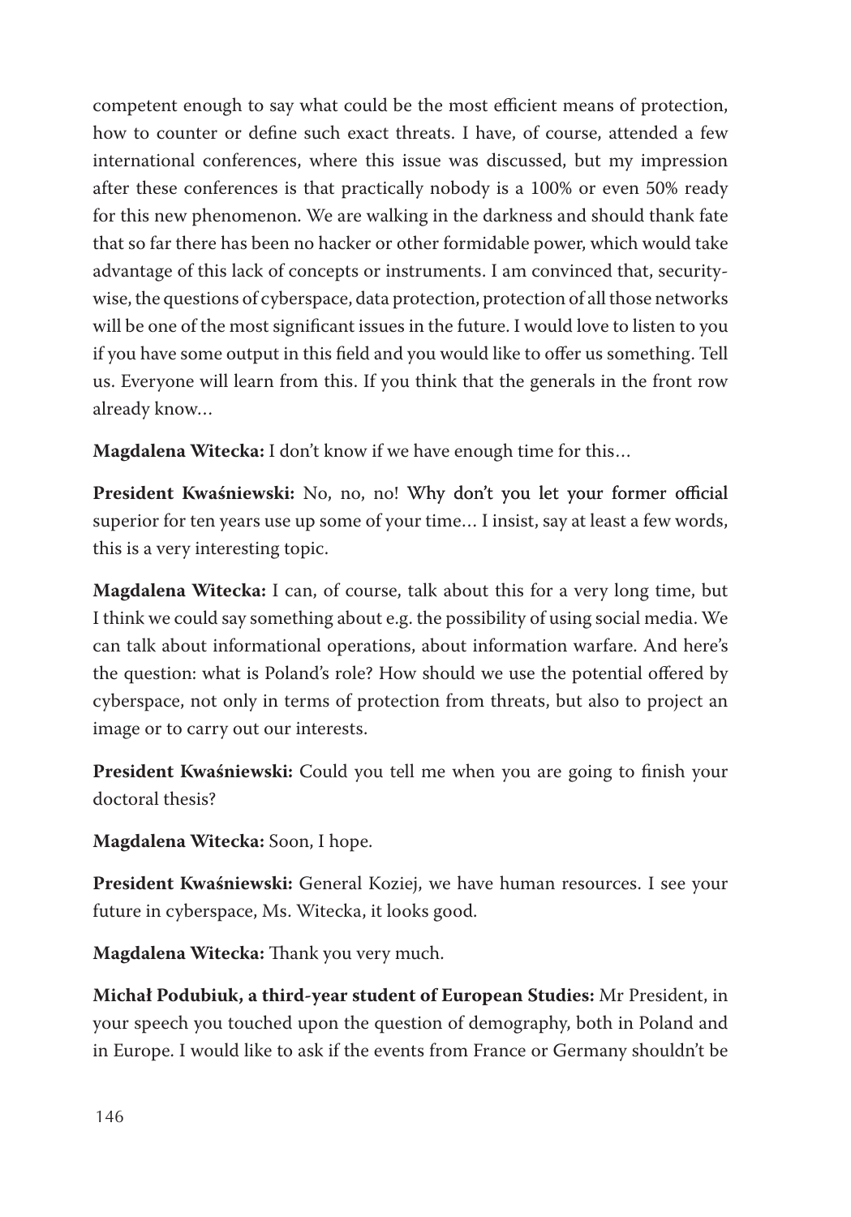competent enough to say what could be the most efficient means of protection, how to counter or define such exact threats. I have, of course, attended a few international conferences, where this issue was discussed, but my impression after these conferences is that practically nobody is a 100% or even 50% ready for this new phenomenon. We are walking in the darkness and should thank fate that so far there has been no hacker or other formidable power, which would take advantage of this lack of concepts or instruments. I am convinced that, security-wise, the questions of cyberspace, data protection, protection of all those networks will be one of the most significant issues in the future. I would love to listen to you if you have some output in this field and you would like to offer us something. Tell us. Everyone will learn from this. If you think that the generals in the front row already know…

**Magdalena Witecka:** I don't know if we have enough time for this…

**President Kwaśniewski:** No, no, no! Why don't you let your former official superior for ten years use up some of your time… I insist, say at least a few words, this is a very interesting topic.

**Magdalena Witecka:** I can, of course, talk about this for a very long time, but I think we could say something about e.g. the possibility of using social media. We can talk about informational operations, about information warfare. And here's the question: what is Poland's role? How should we use the potential offered by cyberspace, not only in terms of protection from threats, but also to project an image or to carry out our interests.

**President Kwaśniewski:** Could you tell me when you are going to finish your doctoral thesis?

**Magdalena Witecka:** Soon, I hope.

**President Kwaśniewski:** General Koziej, we have human resources. I see your future in cyberspace, Ms. Witecka, it looks good.

**Magdalena Witecka:** Thank you very much.

**Michał Podubiuk, a third-year student of European Studies:** Mr President, in your speech you touched upon the question of demography, both in Poland and in Europe. I would like to ask if the events from France or Germany shouldn't be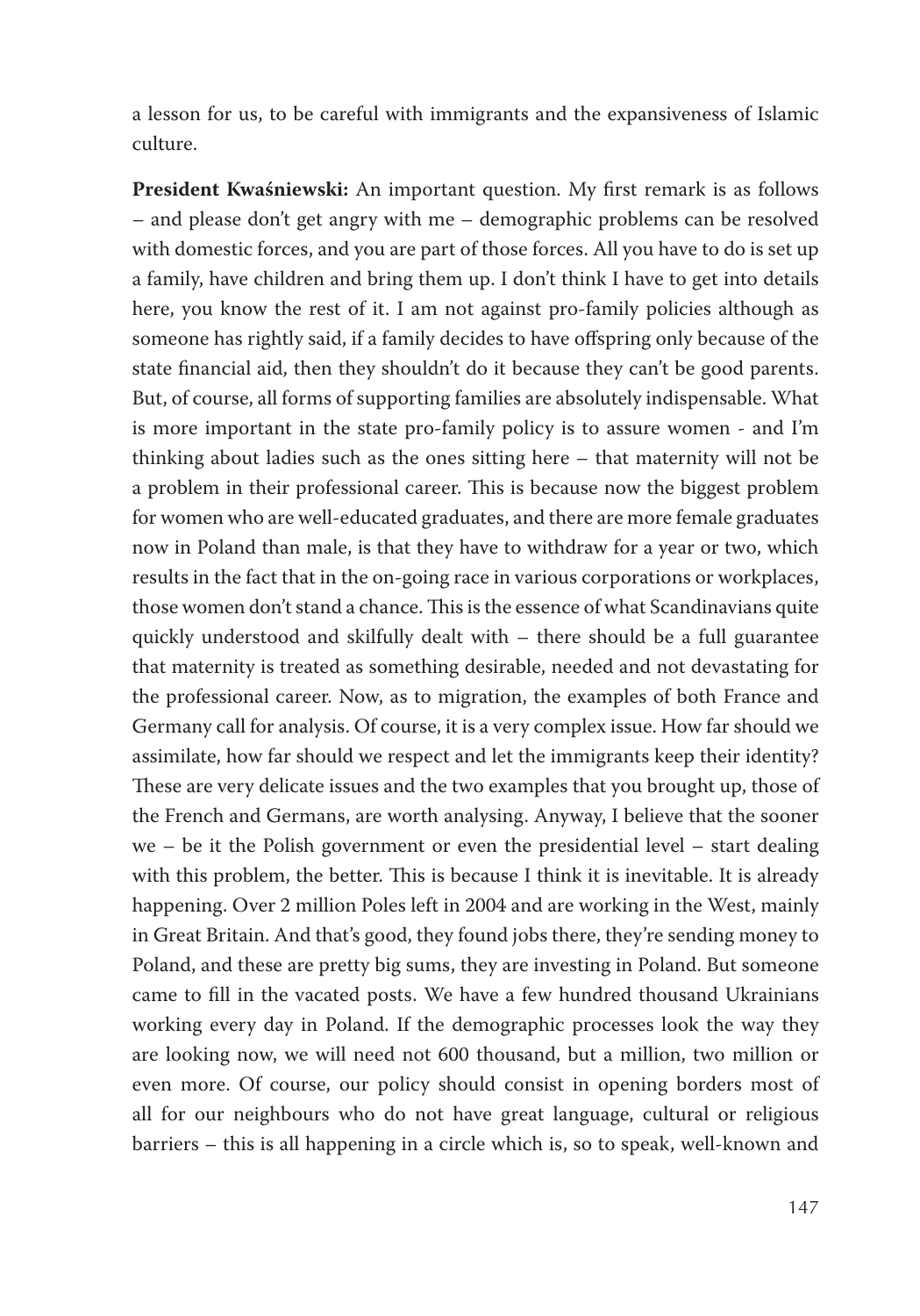a lesson for us, to be careful with immigrants and the expansiveness of Islamic culture.

**President Kwaśniewski:** An important question. My first remark is as follows – and please don't get angry with me – demographic problems can be resolved with domestic forces, and you are part of those forces. All you have to do is set up a family, have children and bring them up. I don't think I have to get into details here, you know the rest of it. I am not against pro-family policies although as someone has rightly said, if a family decides to have offspring only because of the state financial aid, then they shouldn't do it because they can't be good parents. But, of course, all forms of supporting families are absolutely indispensable. What is more important in the state pro-family policy is to assure women - and I'm thinking about ladies such as the ones sitting here – that maternity will not be a problem in their professional career. This is because now the biggest problem for women who are well-educated graduates, and there are more female graduates now in Poland than male, is that they have to withdraw for a year or two, which results in the fact that in the on-going race in various corporations or workplaces, those women don't stand a chance. This is the essence of what Scandinavians quite quickly understood and skilfully dealt with – there should be a full guarantee that maternity is treated as something desirable, needed and not devastating for the professional career. Now, as to migration, the examples of both France and Germany call for analysis. Of course, it is a very complex issue. How far should we assimilate, how far should we respect and let the immigrants keep their identity? These are very delicate issues and the two examples that you brought up, those of the French and Germans, are worth analysing. Anyway, I believe that the sooner we – be it the Polish government or even the presidential level – start dealing with this problem, the better. This is because I think it is inevitable. It is already happening. Over 2 million Poles left in 2004 and are working in the West, mainly in Great Britain. And that's good, they found jobs there, they're sending money to Poland, and these are pretty big sums, they are investing in Poland. But someone came to fill in the vacated posts. We have a few hundred thousand Ukrainians working every day in Poland. If the demographic processes look the way they are looking now, we will need not 600 thousand, but a million, two million or even more. Of course, our policy should consist in opening borders most of all for our neighbours who do not have great language, cultural or religious barriers – this is all happening in a circle which is, so to speak, well-known and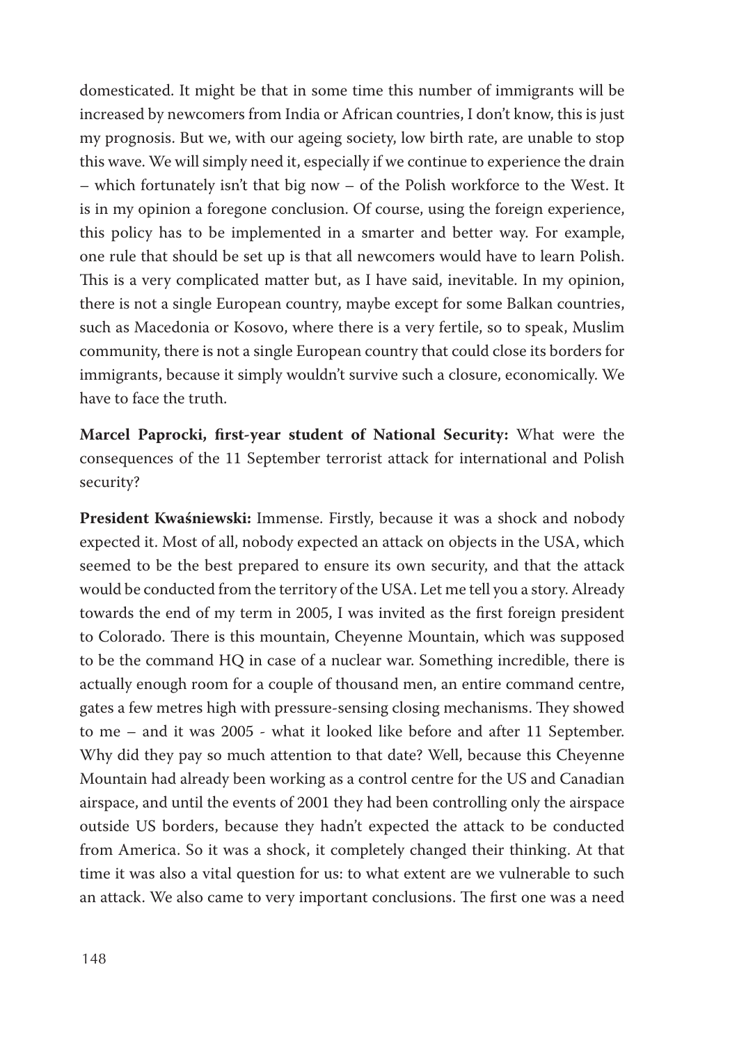domesticated. It might be that in some time this number of immigrants will be increased by newcomers from India or African countries, I don't know, this is just my prognosis. But we, with our ageing society, low birth rate, are unable to stop this wave. We will simply need it, especially if we continue to experience the drain – which fortunately isn't that big now – of the Polish workforce to the West. It is in my opinion a foregone conclusion. Of course, using the foreign experience, this policy has to be implemented in a smarter and better way. For example, one rule that should be set up is that all newcomers would have to learn Polish. This is a very complicated matter but, as I have said, inevitable. In my opinion, there is not a single European country, maybe except for some Balkan countries, such as Macedonia or Kosovo, where there is a very fertile, so to speak, Muslim community, there is not a single European country that could close its borders for immigrants, because it simply wouldn't survive such a closure, economically. We have to face the truth.

**Marcel Paprocki, first-year student of National Security:** What were the consequences of the 11 September terrorist attack for international and Polish security?

**President Kwaśniewski:** Immense. Firstly, because it was a shock and nobody expected it. Most of all, nobody expected an attack on objects in the USA, which seemed to be the best prepared to ensure its own security, and that the attack would be conducted from the territory of the USA. Let me tell you a story. Already towards the end of my term in 2005, I was invited as the first foreign president to Colorado. There is this mountain, Cheyenne Mountain, which was supposed to be the command HQ in case of a nuclear war. Something incredible, there is actually enough room for a couple of thousand men, an entire command centre, gates a few metres high with pressure-sensing closing mechanisms. They showed to me – and it was 2005 - what it looked like before and after 11 September. Why did they pay so much attention to that date? Well, because this Cheyenne Mountain had already been working as a control centre for the US and Canadian airspace, and until the events of 2001 they had been controlling only the airspace outside US borders, because they hadn't expected the attack to be conducted from America. So it was a shock, it completely changed their thinking. At that time it was also a vital question for us: to what extent are we vulnerable to such an attack. We also came to very important conclusions. The first one was a need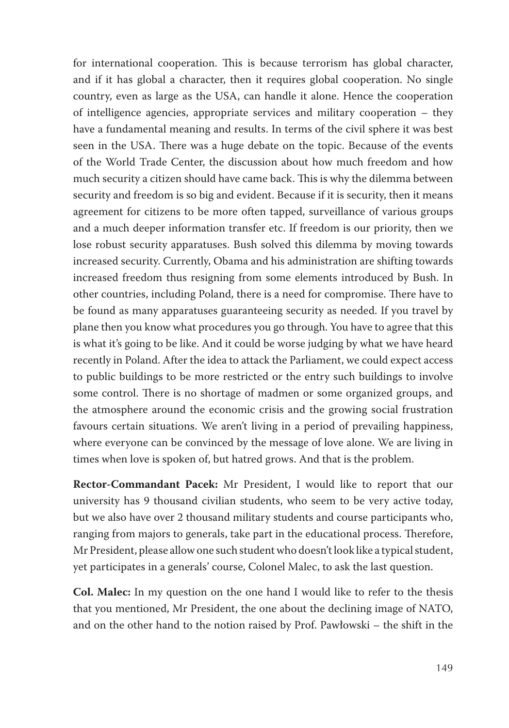for international cooperation. This is because terrorism has global character, and if it has global a character, then it requires global cooperation. No single country, even as large as the USA, can handle it alone. Hence the cooperation of intelligence agencies, appropriate services and military cooperation – they have a fundamental meaning and results. In terms of the civil sphere it was best seen in the USA. There was a huge debate on the topic. Because of the events of the World Trade Center, the discussion about how much freedom and how much security a citizen should have came back. This is why the dilemma between security and freedom is so big and evident. Because if it is security, then it means agreement for citizens to be more often tapped, surveillance of various groups and a much deeper information transfer etc. If freedom is our priority, then we lose robust security apparatuses. Bush solved this dilemma by moving towards increased security. Currently, Obama and his administration are shifting towards increased freedom thus resigning from some elements introduced by Bush. In other countries, including Poland, there is a need for compromise. There have to be found as many apparatuses guaranteeing security as needed. If you travel by plane then you know what procedures you go through. You have to agree that this is what it's going to be like. And it could be worse judging by what we have heard recently in Poland. After the idea to attack the Parliament, we could expect access to public buildings to be more restricted or the entry such buildings to involve some control. There is no shortage of madmen or some organized groups, and the atmosphere around the economic crisis and the growing social frustration favours certain situations. We aren't living in a period of prevailing happiness, where everyone can be convinced by the message of love alone. We are living in times when love is spoken of, but hatred grows. And that is the problem.

**Rector-Commandant Pacek:** Mr President, I would like to report that our university has 9 thousand civilian students, who seem to be very active today, but we also have over 2 thousand military students and course participants who, ranging from majors to generals, take part in the educational process. Therefore, Mr President, please allow one such student who doesn't look like a typical student, yet participates in a generals' course, Colonel Malec, to ask the last question.

**Col. Malec:** In my question on the one hand I would like to refer to the thesis that you mentioned, Mr President, the one about the declining image of NATO, and on the other hand to the notion raised by Prof. Pawłowski – the shift in the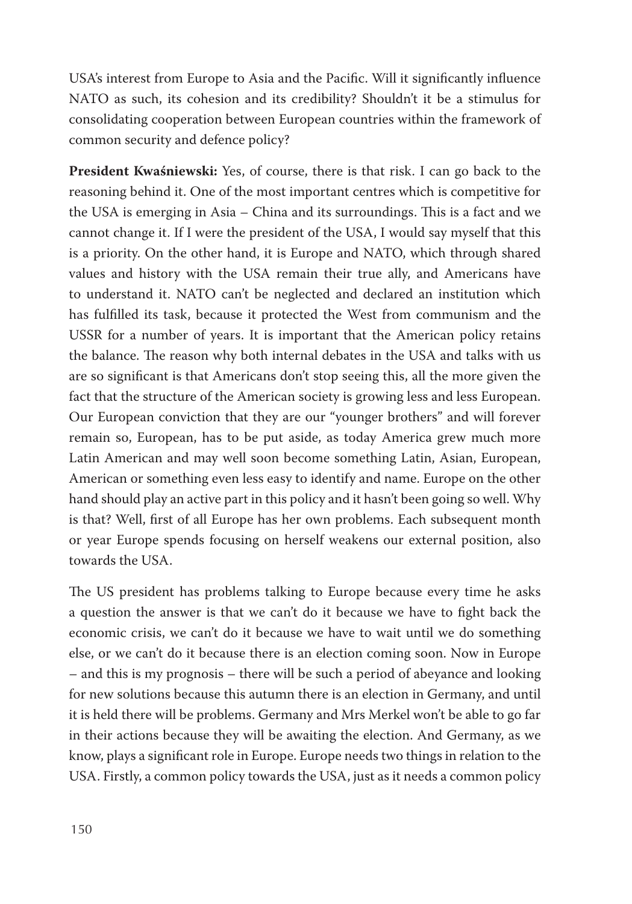USA's interest from Europe to Asia and the Pacific. Will it significantly influence NATO as such, its cohesion and its credibility? Shouldn't it be a stimulus for consolidating cooperation between European countries within the framework of common security and defence policy?

**President Kwaśniewski:** Yes, of course, there is that risk. I can go back to the reasoning behind it. One of the most important centres which is competitive for the USA is emerging in Asia – China and its surroundings. This is a fact and we cannot change it. If I were the president of the USA, I would say myself that this is a priority. On the other hand, it is Europe and NATO, which through shared values and history with the USA remain their true ally, and Americans have to understand it. NATO can't be neglected and declared an institution which has fulfilled its task, because it protected the West from communism and the USSR for a number of years. It is important that the American policy retains the balance. The reason why both internal debates in the USA and talks with us are so significant is that Americans don't stop seeing this, all the more given the fact that the structure of the American society is growing less and less European. Our European conviction that they are our "younger brothers" and will forever remain so, European, has to be put aside, as today America grew much more Latin American and may well soon become something Latin, Asian, European, American or something even less easy to identify and name. Europe on the other hand should play an active part in this policy and it hasn't been going so well. Why is that? Well, first of all Europe has her own problems. Each subsequent month or year Europe spends focusing on herself weakens our external position, also towards the USA.

The US president has problems talking to Europe because every time he asks a question the answer is that we can't do it because we have to fight back the economic crisis, we can't do it because we have to wait until we do something else, or we can't do it because there is an election coming soon. Now in Europe – and this is my prognosis – there will be such a period of abeyance and looking for new solutions because this autumn there is an election in Germany, and until it is held there will be problems. Germany and Mrs Merkel won't be able to go far in their actions because they will be awaiting the election. And Germany, as we know, plays a significant role in Europe. Europe needs two things in relation to the USA. Firstly, a common policy towards the USA, just as it needs a common policy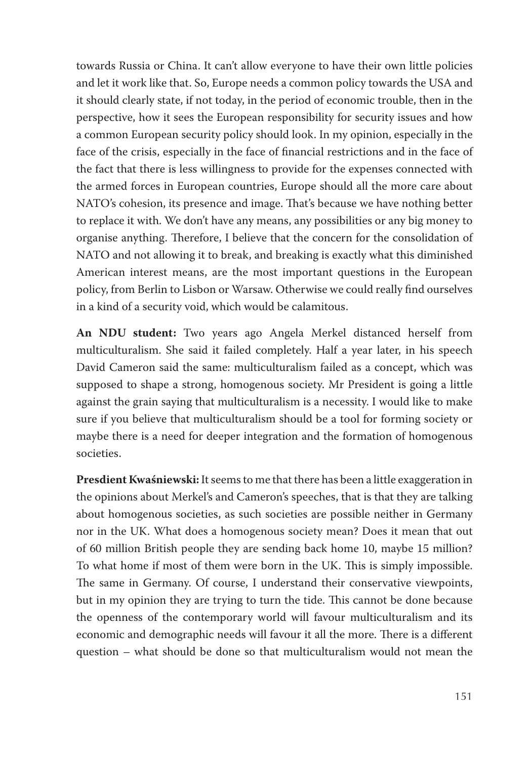towards Russia or China. It can't allow everyone to have their own little policies and let it work like that. So, Europe needs a common policy towards the USA and it should clearly state, if not today, in the period of economic trouble, then in the perspective, how it sees the European responsibility for security issues and how a common European security policy should look. In my opinion, especially in the face of the crisis, especially in the face of financial restrictions and in the face of the fact that there is less willingness to provide for the expenses connected with the armed forces in European countries, Europe should all the more care about NATO's cohesion, its presence and image. That's because we have nothing better to replace it with. We don't have any means, any possibilities or any big money to organise anything. Therefore, I believe that the concern for the consolidation of NATO and not allowing it to break, and breaking is exactly what this diminished American interest means, are the most important questions in the European policy, from Berlin to Lisbon or Warsaw. Otherwise we could really find ourselves in a kind of a security void, which would be calamitous.

**An NDU student:** Two years ago Angela Merkel distanced herself from multiculturalism. She said it failed completely. Half a year later, in his speech David Cameron said the same: multiculturalism failed as a concept, which was supposed to shape a strong, homogenous society. Mr President is going a little against the grain saying that multiculturalism is a necessity. I would like to make sure if you believe that multiculturalism should be a tool for forming society or maybe there is a need for deeper integration and the formation of homogenous societies.

**Presdient Kwaśniewski:** It seems to me that there has been a little exaggeration in the opinions about Merkel's and Cameron's speeches, that is that they are talking about homogenous societies, as such societies are possible neither in Germany nor in the UK. What does a homogenous society mean? Does it mean that out of 60 million British people they are sending back home 10, maybe 15 million? To what home if most of them were born in the UK. This is simply impossible. The same in Germany. Of course, I understand their conservative viewpoints, but in my opinion they are trying to turn the tide. This cannot be done because the openness of the contemporary world will favour multiculturalism and its economic and demographic needs will favour it all the more. There is a different question – what should be done so that multiculturalism would not mean the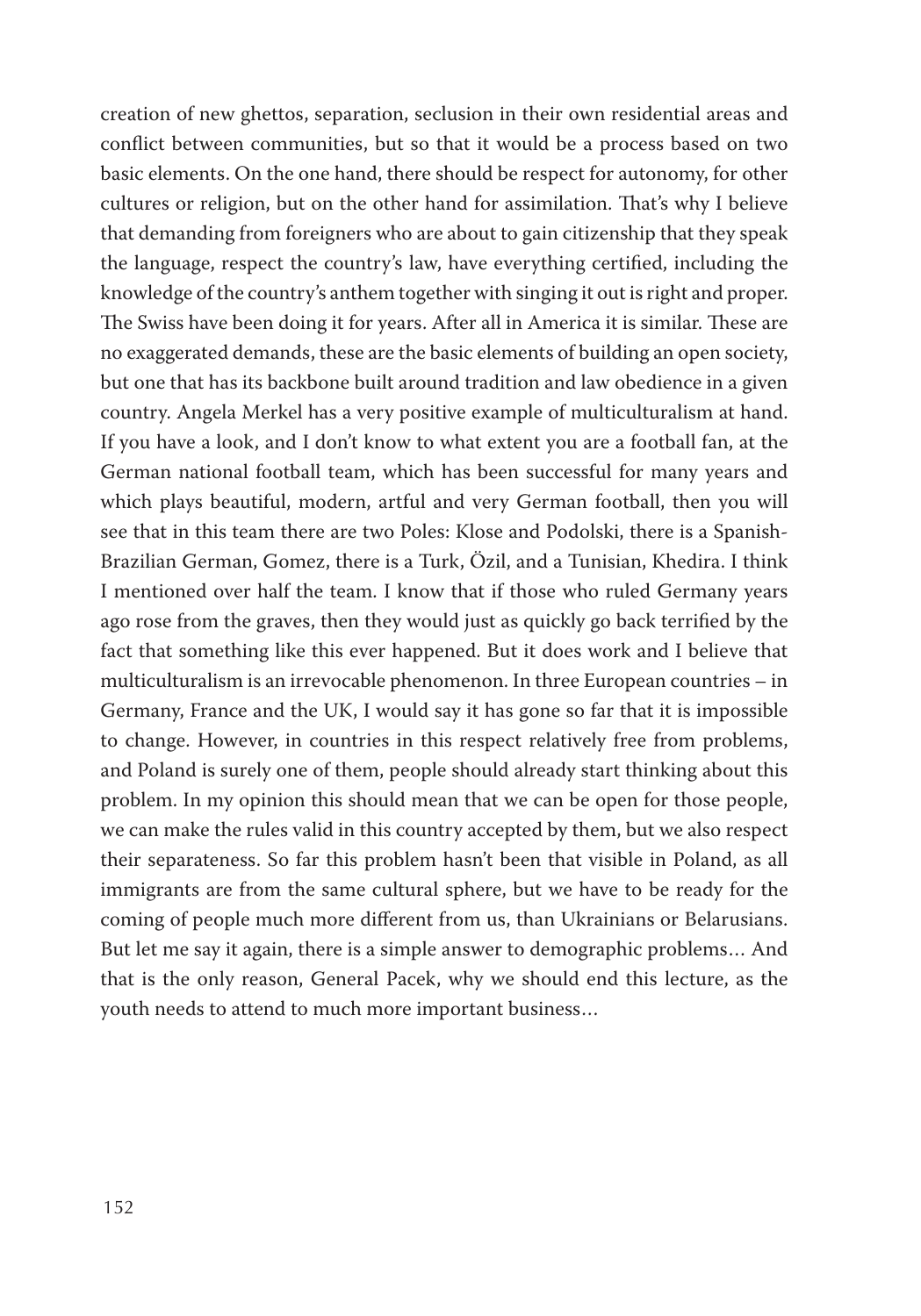creation of new ghettos, separation, seclusion in their own residential areas and conflict between communities, but so that it would be a process based on two basic elements. On the one hand, there should be respect for autonomy, for other cultures or religion, but on the other hand for assimilation. That's why I believe that demanding from foreigners who are about to gain citizenship that they speak the language, respect the country's law, have everything certified, including the knowledge of the country's anthem together with singing it out is right and proper. The Swiss have been doing it for years. After all in America it is similar. These are no exaggerated demands, these are the basic elements of building an open society, but one that has its backbone built around tradition and law obedience in a given country. Angela Merkel has a very positive example of multiculturalism at hand. If you have a look, and I don't know to what extent you are a football fan, at the German national football team, which has been successful for many years and which plays beautiful, modern, artful and very German football, then you will see that in this team there are two Poles: Klose and Podolski, there is a Spanish-Brazilian German, Gomez, there is a Turk, Özil, and a Tunisian, Khedira. I think I mentioned over half the team. I know that if those who ruled Germany years ago rose from the graves, then they would just as quickly go back terrified by the fact that something like this ever happened. But it does work and I believe that multiculturalism is an irrevocable phenomenon. In three European countries – in Germany, France and the UK, I would say it has gone so far that it is impossible to change. However, in countries in this respect relatively free from problems, and Poland is surely one of them, people should already start thinking about this problem. In my opinion this should mean that we can be open for those people, we can make the rules valid in this country accepted by them, but we also respect their separateness. So far this problem hasn't been that visible in Poland, as all immigrants are from the same cultural sphere, but we have to be ready for the coming of people much more different from us, than Ukrainians or Belarusians. But let me say it again, there is a simple answer to demographic problems… And that is the only reason, General Pacek, why we should end this lecture, as the youth needs to attend to much more important business…